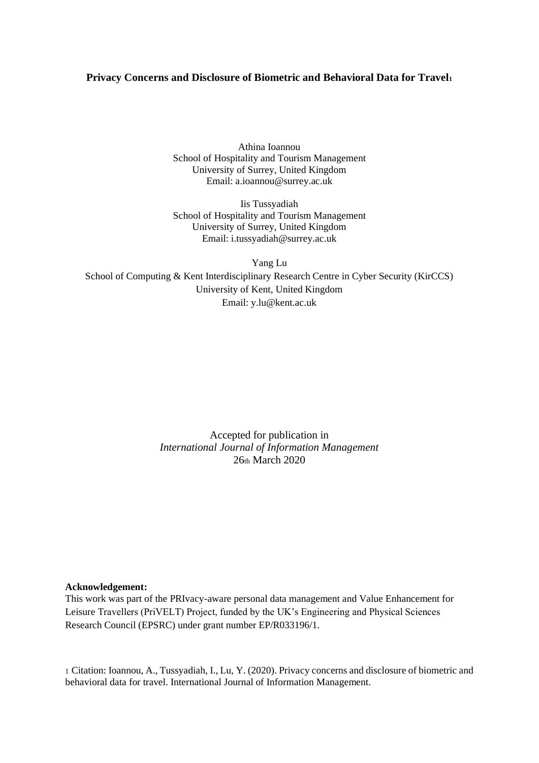# Privacy Concerns and Disclosure of Biometric and Behavioral Data for Travel[1]

Athina Ioannou
School of Hospitality and Tourism Management
University of Surrey, United Kingdom
Email: a.ioannou@surrey.ac.uk

Iis Tussyadiah
School of Hospitality and Tourism Management
University of Surrey, United Kingdom
Email: i.tussyadiah@surrey.ac.uk

Yang Lu
School of Computing & Kent Interdisciplinary Research Centre in Cyber Security (KirCCS)
University of Kent, United Kingdom
Email: y.lu@kent.ac.uk

Accepted for publication in
*International Journal of Information Management*
26th March 2020

**Acknowledgement:**
This work was part of the PRIvacy-aware personal data management and Value Enhancement for Leisure Travellers (PriVELT) Project, funded by the UK's Engineering and Physical Sciences Research Council (EPSRC) under grant number EP/R033196/1.

[1] Citation: Ioannou, A., Tussyadiah, I., Lu, Y. (2020). Privacy concerns and disclosure of biometric and behavioral data for travel. International Journal of Information Management.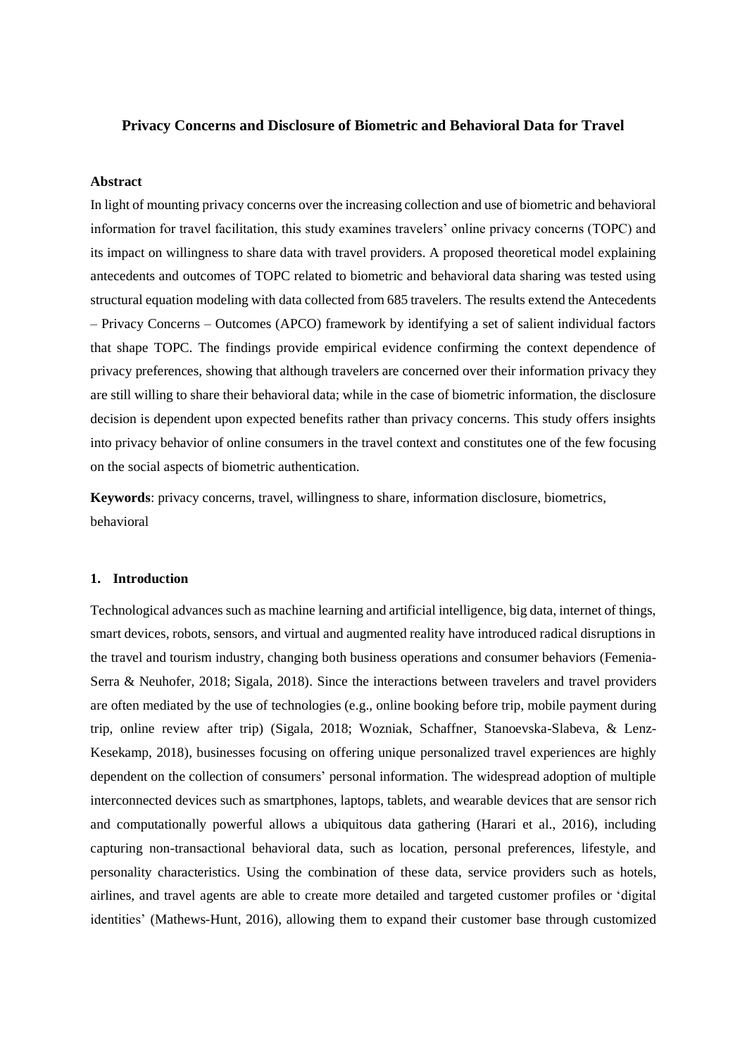# Privacy Concerns and Disclosure of Biometric and Behavioral Data for Travel

## Abstract

In light of mounting privacy concerns over the increasing collection and use of biometric and behavioral information for travel facilitation, this study examines travelers' online privacy concerns (TOPC) and its impact on willingness to share data with travel providers. A proposed theoretical model explaining antecedents and outcomes of TOPC related to biometric and behavioral data sharing was tested using structural equation modeling with data collected from 685 travelers. The results extend the Antecedents – Privacy Concerns – Outcomes (APCO) framework by identifying a set of salient individual factors that shape TOPC. The findings provide empirical evidence confirming the context dependence of privacy preferences, showing that although travelers are concerned over their information privacy they are still willing to share their behavioral data; while in the case of biometric information, the disclosure decision is dependent upon expected benefits rather than privacy concerns. This study offers insights into privacy behavior of online consumers in the travel context and constitutes one of the few focusing on the social aspects of biometric authentication.

**Keywords**: privacy concerns, travel, willingness to share, information disclosure, biometrics, behavioral

## 1. Introduction

Technological advances such as machine learning and artificial intelligence, big data, internet of things, smart devices, robots, sensors, and virtual and augmented reality have introduced radical disruptions in the travel and tourism industry, changing both business operations and consumer behaviors (Femenia-Serra & Neuhofer, 2018; Sigala, 2018). Since the interactions between travelers and travel providers are often mediated by the use of technologies (e.g., online booking before trip, mobile payment during trip, online review after trip) (Sigala, 2018; Wozniak, Schaffner, Stanoevska-Slabeva, & Lenz-Kesekamp, 2018), businesses focusing on offering unique personalized travel experiences are highly dependent on the collection of consumers' personal information. The widespread adoption of multiple interconnected devices such as smartphones, laptops, tablets, and wearable devices that are sensor rich and computationally powerful allows a ubiquitous data gathering (Harari et al., 2016), including capturing non-transactional behavioral data, such as location, personal preferences, lifestyle, and personality characteristics. Using the combination of these data, service providers such as hotels, airlines, and travel agents are able to create more detailed and targeted customer profiles or 'digital identities' (Mathews-Hunt, 2016), allowing them to expand their customer base through customized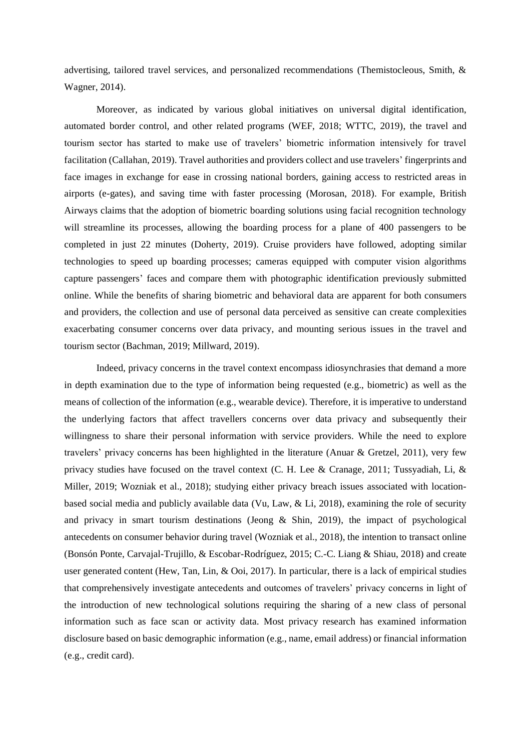advertising, tailored travel services, and personalized recommendations (Themistocleous, Smith, & Wagner, 2014).

Moreover, as indicated by various global initiatives on universal digital identification, automated border control, and other related programs (WEF, 2018; WTTC, 2019), the travel and tourism sector has started to make use of travelers' biometric information intensively for travel facilitation (Callahan, 2019). Travel authorities and providers collect and use travelers' fingerprints and face images in exchange for ease in crossing national borders, gaining access to restricted areas in airports (e-gates), and saving time with faster processing (Morosan, 2018). For example, British Airways claims that the adoption of biometric boarding solutions using facial recognition technology will streamline its processes, allowing the boarding process for a plane of 400 passengers to be completed in just 22 minutes (Doherty, 2019). Cruise providers have followed, adopting similar technologies to speed up boarding processes; cameras equipped with computer vision algorithms capture passengers' faces and compare them with photographic identification previously submitted online. While the benefits of sharing biometric and behavioral data are apparent for both consumers and providers, the collection and use of personal data perceived as sensitive can create complexities exacerbating consumer concerns over data privacy, and mounting serious issues in the travel and tourism sector (Bachman, 2019; Millward, 2019).

Indeed, privacy concerns in the travel context encompass idiosynchrasies that demand a more in depth examination due to the type of information being requested (e.g., biometric) as well as the means of collection of the information (e.g., wearable device). Therefore, it is imperative to understand the underlying factors that affect travellers concerns over data privacy and subsequently their willingness to share their personal information with service providers. While the need to explore travelers' privacy concerns has been highlighted in the literature (Anuar & Gretzel, 2011), very few privacy studies have focused on the travel context (C. H. Lee & Cranage, 2011; Tussyadiah, Li, & Miller, 2019; Wozniak et al., 2018); studying either privacy breach issues associated with location-based social media and publicly available data (Vu, Law, & Li, 2018), examining the role of security and privacy in smart tourism destinations (Jeong & Shin, 2019), the impact of psychological antecedents on consumer behavior during travel (Wozniak et al., 2018), the intention to transact online (Bonsón Ponte, Carvajal-Trujillo, & Escobar-Rodríguez, 2015; C.-C. Liang & Shiau, 2018) and create user generated content (Hew, Tan, Lin, & Ooi, 2017). In particular, there is a lack of empirical studies that comprehensively investigate antecedents and outcomes of travelers' privacy concerns in light of the introduction of new technological solutions requiring the sharing of a new class of personal information such as face scan or activity data. Most privacy research has examined information disclosure based on basic demographic information (e.g., name, email address) or financial information (e.g., credit card).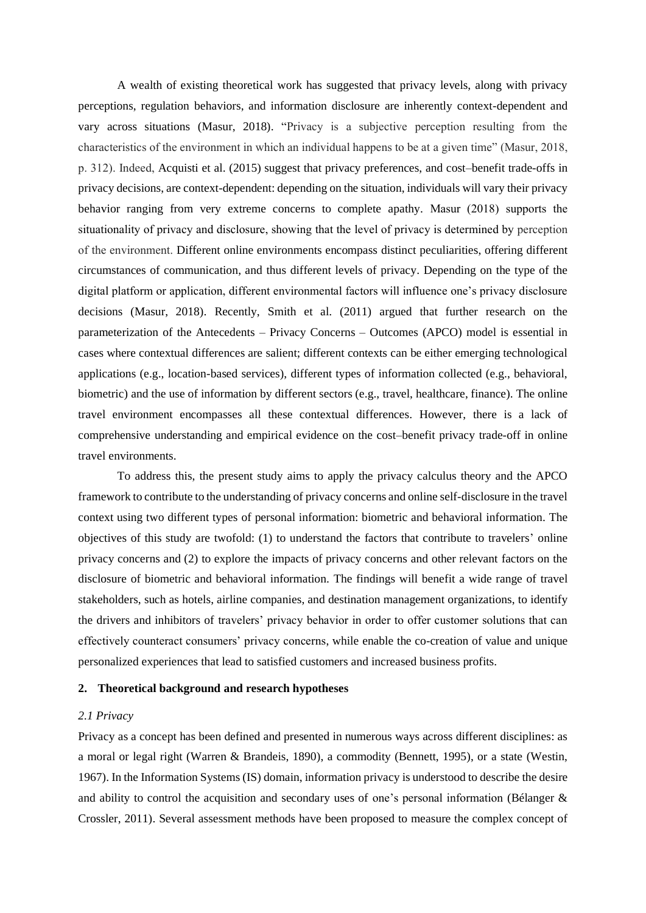A wealth of existing theoretical work has suggested that privacy levels, along with privacy perceptions, regulation behaviors, and information disclosure are inherently context-dependent and vary across situations (Masur, 2018). "Privacy is a subjective perception resulting from the characteristics of the environment in which an individual happens to be at a given time" (Masur, 2018, p. 312). Indeed, Acquisti et al. (2015) suggest that privacy preferences, and cost–benefit trade-offs in privacy decisions, are context-dependent: depending on the situation, individuals will vary their privacy behavior ranging from very extreme concerns to complete apathy. Masur (2018) supports the situationality of privacy and disclosure, showing that the level of privacy is determined by perception of the environment. Different online environments encompass distinct peculiarities, offering different circumstances of communication, and thus different levels of privacy. Depending on the type of the digital platform or application, different environmental factors will influence one's privacy disclosure decisions (Masur, 2018). Recently, Smith et al. (2011) argued that further research on the parameterization of the Antecedents – Privacy Concerns – Outcomes (APCO) model is essential in cases where contextual differences are salient; different contexts can be either emerging technological applications (e.g., location-based services), different types of information collected (e.g., behavioral, biometric) and the use of information by different sectors (e.g., travel, healthcare, finance). The online travel environment encompasses all these contextual differences. However, there is a lack of comprehensive understanding and empirical evidence on the cost–benefit privacy trade-off in online travel environments.

To address this, the present study aims to apply the privacy calculus theory and the APCO framework to contribute to the understanding of privacy concerns and online self-disclosure in the travel context using two different types of personal information: biometric and behavioral information. The objectives of this study are twofold: (1) to understand the factors that contribute to travelers' online privacy concerns and (2) to explore the impacts of privacy concerns and other relevant factors on the disclosure of biometric and behavioral information. The findings will benefit a wide range of travel stakeholders, such as hotels, airline companies, and destination management organizations, to identify the drivers and inhibitors of travelers' privacy behavior in order to offer customer solutions that can effectively counteract consumers' privacy concerns, while enable the co-creation of value and unique personalized experiences that lead to satisfied customers and increased business profits.

## 2. Theoretical background and research hypotheses

### *2.1 Privacy*

Privacy as a concept has been defined and presented in numerous ways across different disciplines: as a moral or legal right (Warren & Brandeis, 1890), a commodity (Bennett, 1995), or a state (Westin, 1967). In the Information Systems (IS) domain, information privacy is understood to describe the desire and ability to control the acquisition and secondary uses of one's personal information (Bélanger & Crossler, 2011). Several assessment methods have been proposed to measure the complex concept of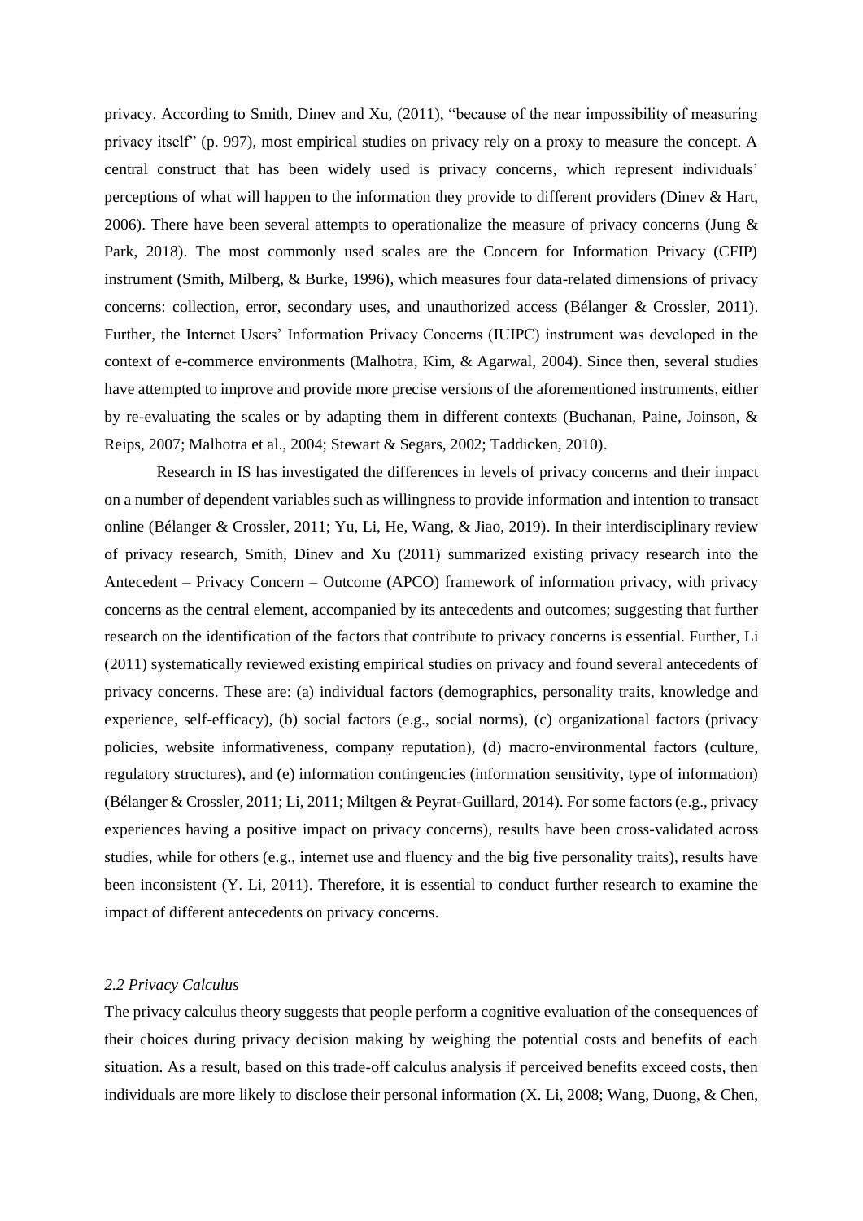privacy. According to Smith, Dinev and Xu, (2011), "because of the near impossibility of measuring privacy itself" (p. 997), most empirical studies on privacy rely on a proxy to measure the concept. A central construct that has been widely used is privacy concerns, which represent individuals' perceptions of what will happen to the information they provide to different providers (Dinev & Hart, 2006). There have been several attempts to operationalize the measure of privacy concerns (Jung & Park, 2018). The most commonly used scales are the Concern for Information Privacy (CFIP) instrument (Smith, Milberg, & Burke, 1996), which measures four data-related dimensions of privacy concerns: collection, error, secondary uses, and unauthorized access (Bélanger & Crossler, 2011). Further, the Internet Users' Information Privacy Concerns (IUIPC) instrument was developed in the context of e-commerce environments (Malhotra, Kim, & Agarwal, 2004). Since then, several studies have attempted to improve and provide more precise versions of the aforementioned instruments, either by re-evaluating the scales or by adapting them in different contexts (Buchanan, Paine, Joinson, & Reips, 2007; Malhotra et al., 2004; Stewart & Segars, 2002; Taddicken, 2010).

Research in IS has investigated the differences in levels of privacy concerns and their impact on a number of dependent variables such as willingness to provide information and intention to transact online (Bélanger & Crossler, 2011; Yu, Li, He, Wang, & Jiao, 2019). In their interdisciplinary review of privacy research, Smith, Dinev and Xu (2011) summarized existing privacy research into the Antecedent – Privacy Concern – Outcome (APCO) framework of information privacy, with privacy concerns as the central element, accompanied by its antecedents and outcomes; suggesting that further research on the identification of the factors that contribute to privacy concerns is essential. Further, Li (2011) systematically reviewed existing empirical studies on privacy and found several antecedents of privacy concerns. These are: (a) individual factors (demographics, personality traits, knowledge and experience, self-efficacy), (b) social factors (e.g., social norms), (c) organizational factors (privacy policies, website informativeness, company reputation), (d) macro-environmental factors (culture, regulatory structures), and (e) information contingencies (information sensitivity, type of information) (Bélanger & Crossler, 2011; Li, 2011; Miltgen & Peyrat-Guillard, 2014). For some factors (e.g., privacy experiences having a positive impact on privacy concerns), results have been cross-validated across studies, while for others (e.g., internet use and fluency and the big five personality traits), results have been inconsistent (Y. Li, 2011). Therefore, it is essential to conduct further research to examine the impact of different antecedents on privacy concerns.

### *2.2 Privacy Calculus*

The privacy calculus theory suggests that people perform a cognitive evaluation of the consequences of their choices during privacy decision making by weighing the potential costs and benefits of each situation. As a result, based on this trade-off calculus analysis if perceived benefits exceed costs, then individuals are more likely to disclose their personal information (X. Li, 2008; Wang, Duong, & Chen,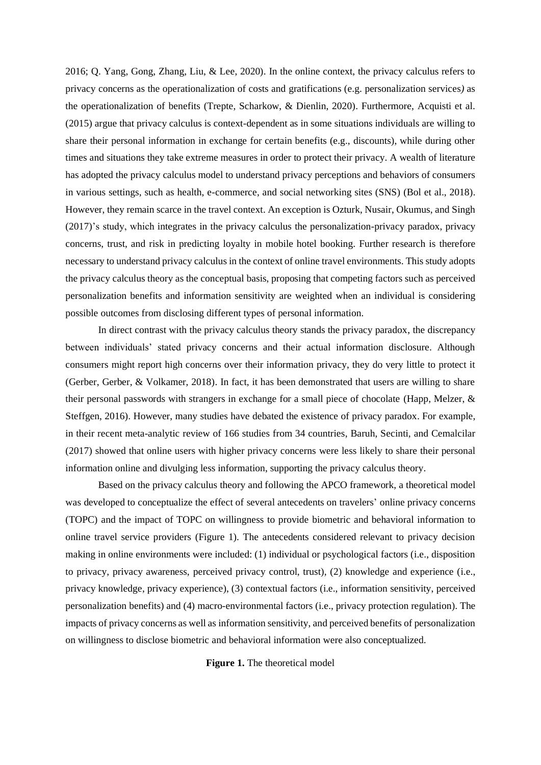2016; Q. Yang, Gong, Zhang, Liu, & Lee, 2020). In the online context, the privacy calculus refers to privacy concerns as the operationalization of costs and gratifications (e.g. personalization services*)* as the operationalization of benefits (Trepte, Scharkow, & Dienlin, 2020). Furthermore, Acquisti et al. (2015) argue that privacy calculus is context-dependent as in some situations individuals are willing to share their personal information in exchange for certain benefits (e.g., discounts), while during other times and situations they take extreme measures in order to protect their privacy. A wealth of literature has adopted the privacy calculus model to understand privacy perceptions and behaviors of consumers in various settings, such as health, e-commerce, and social networking sites (SNS) (Bol et al., 2018). However, they remain scarce in the travel context. An exception is Ozturk, Nusair, Okumus, and Singh (2017)'s study, which integrates in the privacy calculus the personalization-privacy paradox, privacy concerns, trust, and risk in predicting loyalty in mobile hotel booking. Further research is therefore necessary to understand privacy calculus in the context of online travel environments. This study adopts the privacy calculus theory as the conceptual basis, proposing that competing factors such as perceived personalization benefits and information sensitivity are weighted when an individual is considering possible outcomes from disclosing different types of personal information.

In direct contrast with the privacy calculus theory stands the privacy paradox, the discrepancy between individuals' stated privacy concerns and their actual information disclosure. Although consumers might report high concerns over their information privacy, they do very little to protect it (Gerber, Gerber, & Volkamer, 2018). In fact, it has been demonstrated that users are willing to share their personal passwords with strangers in exchange for a small piece of chocolate (Happ, Melzer, & Steffgen, 2016). However, many studies have debated the existence of privacy paradox. For example, in their recent meta-analytic review of 166 studies from 34 countries, Baruh, Secinti, and Cemalcilar (2017) showed that online users with higher privacy concerns were less likely to share their personal information online and divulging less information, supporting the privacy calculus theory.

Based on the privacy calculus theory and following the APCO framework, a theoretical model was developed to conceptualize the effect of several antecedents on travelers' online privacy concerns (TOPC) and the impact of TOPC on willingness to provide biometric and behavioral information to online travel service providers (Figure 1). The antecedents considered relevant to privacy decision making in online environments were included: (1) individual or psychological factors (i.e., disposition to privacy, privacy awareness, perceived privacy control, trust), (2) knowledge and experience (i.e., privacy knowledge, privacy experience), (3) contextual factors (i.e., information sensitivity, perceived personalization benefits) and (4) macro-environmental factors (i.e., privacy protection regulation). The impacts of privacy concerns as well as information sensitivity, and perceived benefits of personalization on willingness to disclose biometric and behavioral information were also conceptualized.

**Figure 1.** The theoretical model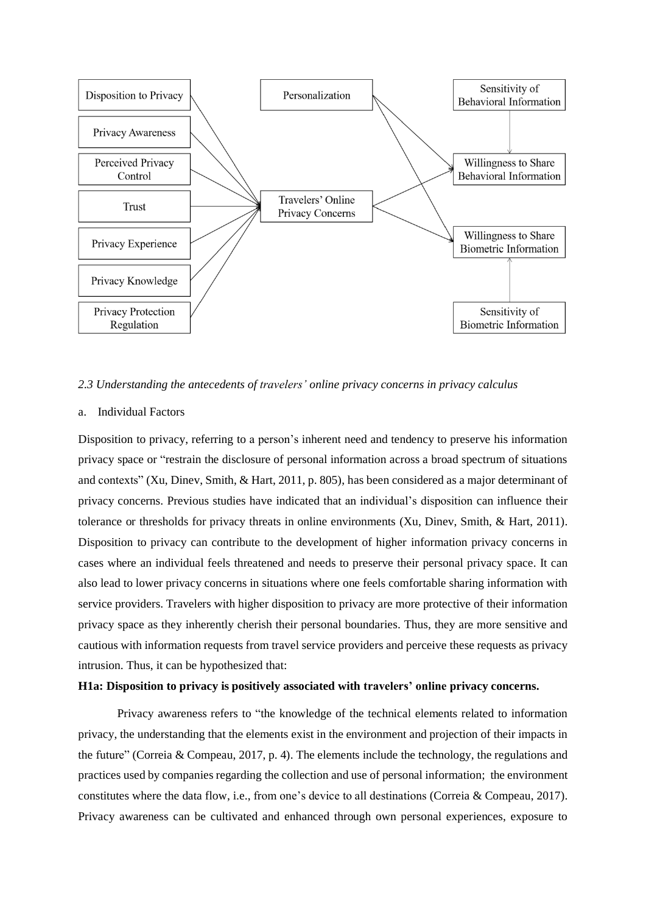*2.3 Understanding the antecedents of travelers' online privacy concerns in privacy calculus*

a. Individual Factors

Disposition to privacy, referring to a person's inherent need and tendency to preserve his information privacy space or "restrain the disclosure of personal information across a broad spectrum of situations and contexts" (Xu, Dinev, Smith, & Hart, 2011, p. 805), has been considered as a major determinant of privacy concerns. Previous studies have indicated that an individual's disposition can influence their tolerance or thresholds for privacy threats in online environments (Xu, Dinev, Smith, & Hart, 2011). Disposition to privacy can contribute to the development of higher information privacy concerns in cases where an individual feels threatened and needs to preserve their personal privacy space. It can also lead to lower privacy concerns in situations where one feels comfortable sharing information with service providers. Travelers with higher disposition to privacy are more protective of their information privacy space as they inherently cherish their personal boundaries. Thus, they are more sensitive and cautious with information requests from travel service providers and perceive these requests as privacy intrusion. Thus, it can be hypothesized that:

**H1a: Disposition to privacy is positively associated with travelers' online privacy concerns.**

Privacy awareness refers to "the knowledge of the technical elements related to information privacy, the understanding that the elements exist in the environment and projection of their impacts in the future" (Correia & Compeau, 2017, p. 4). The elements include the technology, the regulations and practices used by companies regarding the collection and use of personal information; the environment constitutes where the data flow, i.e., from one's device to all destinations (Correia & Compeau, 2017). Privacy awareness can be cultivated and enhanced through own personal experiences, exposure to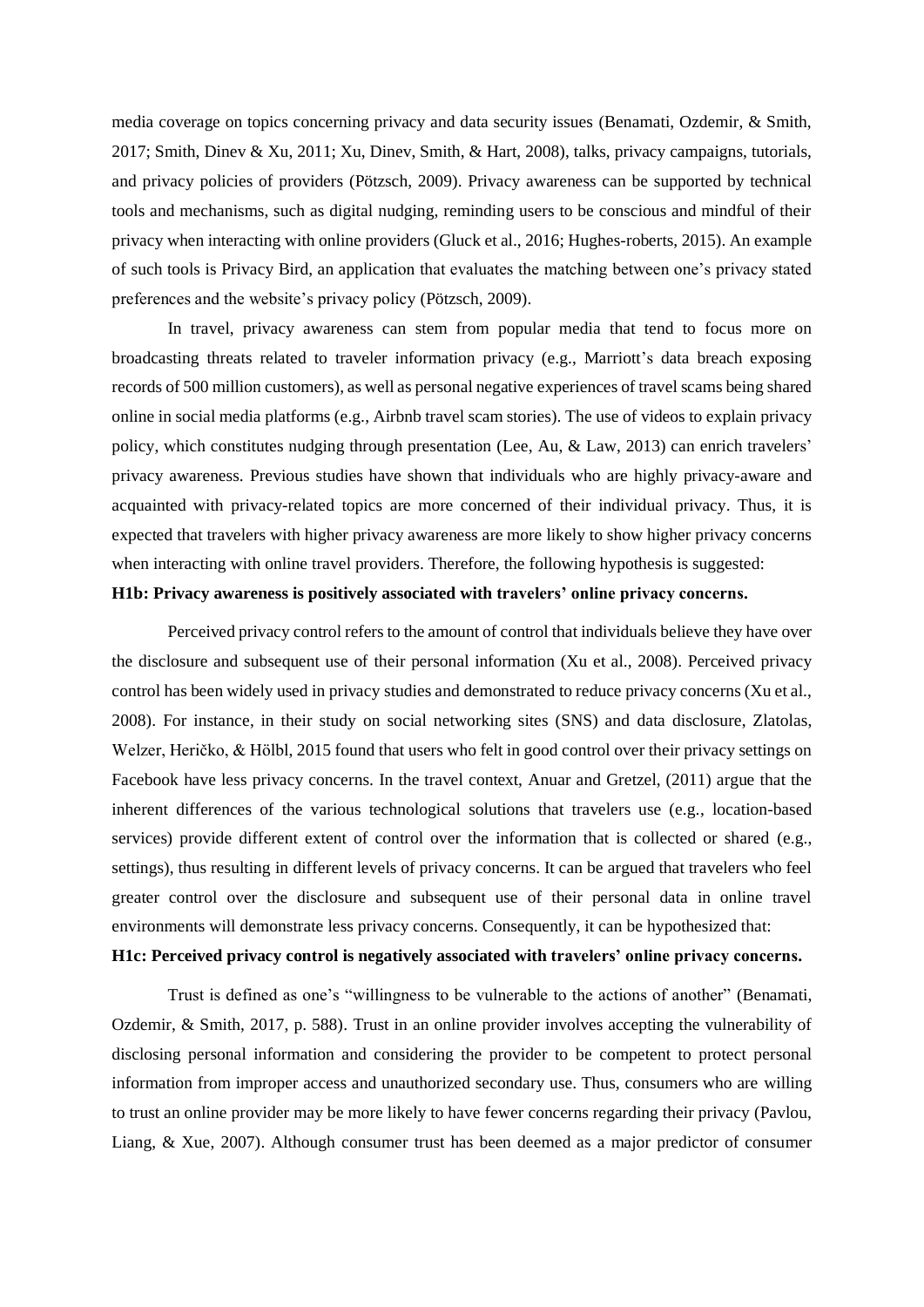media coverage on topics concerning privacy and data security issues (Benamati, Ozdemir, & Smith, 2017; Smith, Dinev & Xu, 2011; Xu, Dinev, Smith, & Hart, 2008), talks, privacy campaigns, tutorials, and privacy policies of providers (Pötzsch, 2009). Privacy awareness can be supported by technical tools and mechanisms, such as digital nudging, reminding users to be conscious and mindful of their privacy when interacting with online providers (Gluck et al., 2016; Hughes-roberts, 2015). An example of such tools is Privacy Bird, an application that evaluates the matching between one's privacy stated preferences and the website's privacy policy (Pötzsch, 2009).

In travel, privacy awareness can stem from popular media that tend to focus more on broadcasting threats related to traveler information privacy (e.g., Marriott's data breach exposing records of 500 million customers), as well as personal negative experiences of travel scams being shared online in social media platforms (e.g., Airbnb travel scam stories). The use of videos to explain privacy policy, which constitutes nudging through presentation (Lee, Au, & Law, 2013) can enrich travelers' privacy awareness. Previous studies have shown that individuals who are highly privacy-aware and acquainted with privacy-related topics are more concerned of their individual privacy. Thus, it is expected that travelers with higher privacy awareness are more likely to show higher privacy concerns when interacting with online travel providers. Therefore, the following hypothesis is suggested:

**H1b: Privacy awareness is positively associated with travelers' online privacy concerns.**

Perceived privacy control refers to the amount of control that individuals believe they have over the disclosure and subsequent use of their personal information (Xu et al., 2008). Perceived privacy control has been widely used in privacy studies and demonstrated to reduce privacy concerns (Xu et al., 2008). For instance, in their study on social networking sites (SNS) and data disclosure, Zlatolas, Welzer, Heričko, & Hölbl, 2015 found that users who felt in good control over their privacy settings on Facebook have less privacy concerns. In the travel context, Anuar and Gretzel, (2011) argue that the inherent differences of the various technological solutions that travelers use (e.g., location-based services) provide different extent of control over the information that is collected or shared (e.g., settings), thus resulting in different levels of privacy concerns. It can be argued that travelers who feel greater control over the disclosure and subsequent use of their personal data in online travel environments will demonstrate less privacy concerns. Consequently, it can be hypothesized that:

**H1c: Perceived privacy control is negatively associated with travelers' online privacy concerns.**

Trust is defined as one's "willingness to be vulnerable to the actions of another" (Benamati, Ozdemir, & Smith, 2017, p. 588). Trust in an online provider involves accepting the vulnerability of disclosing personal information and considering the provider to be competent to protect personal information from improper access and unauthorized secondary use. Thus, consumers who are willing to trust an online provider may be more likely to have fewer concerns regarding their privacy (Pavlou, Liang, & Xue, 2007). Although consumer trust has been deemed as a major predictor of consumer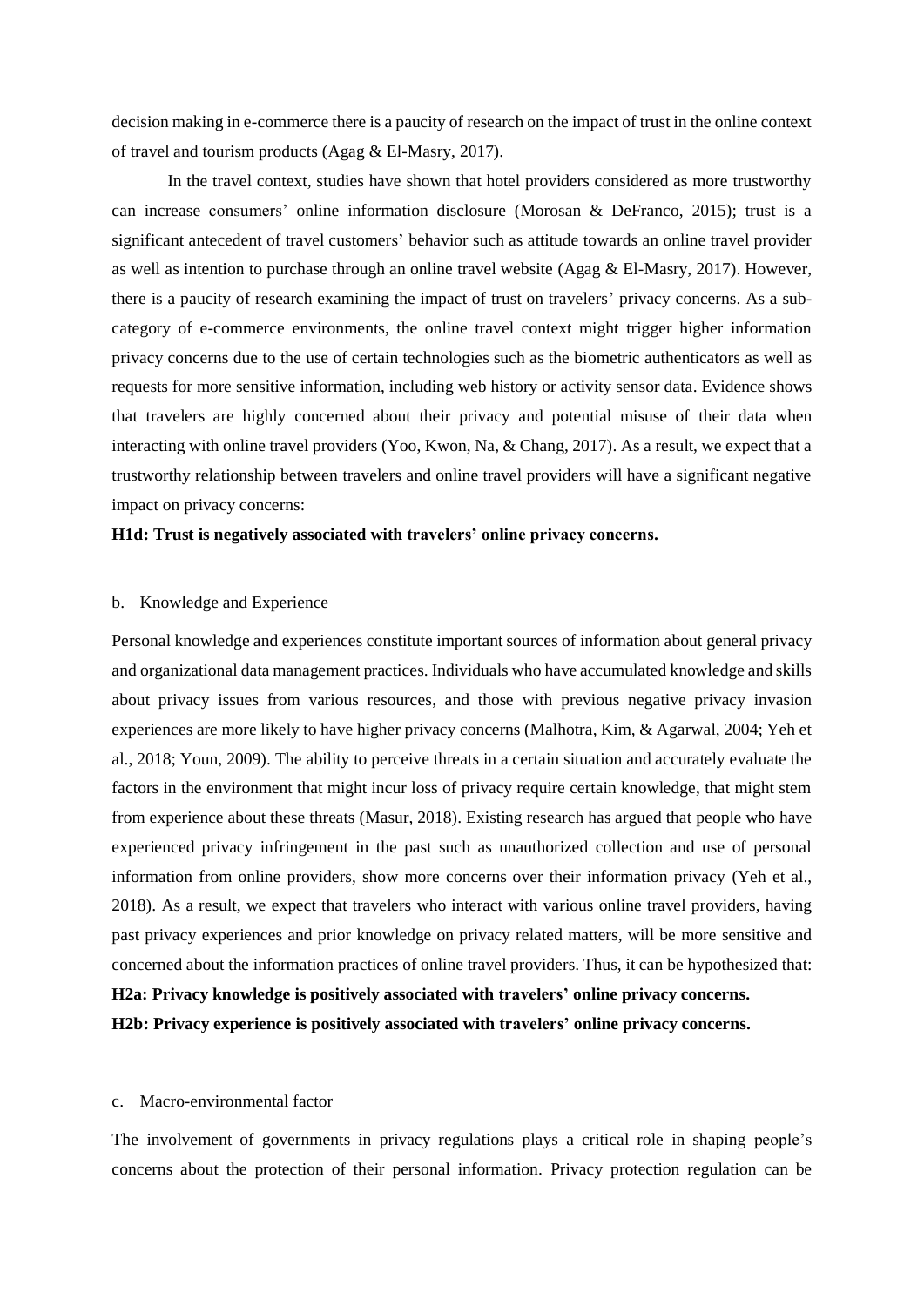decision making in e-commerce there is a paucity of research on the impact of trust in the online context of travel and tourism products (Agag & El-Masry, 2017).

In the travel context, studies have shown that hotel providers considered as more trustworthy can increase consumers' online information disclosure (Morosan & DeFranco, 2015); trust is a significant antecedent of travel customers' behavior such as attitude towards an online travel provider as well as intention to purchase through an online travel website (Agag & El-Masry, 2017). However, there is a paucity of research examining the impact of trust on travelers' privacy concerns. As a sub-category of e-commerce environments, the online travel context might trigger higher information privacy concerns due to the use of certain technologies such as the biometric authenticators as well as requests for more sensitive information, including web history or activity sensor data. Evidence shows that travelers are highly concerned about their privacy and potential misuse of their data when interacting with online travel providers (Yoo, Kwon, Na, & Chang, 2017). As a result, we expect that a trustworthy relationship between travelers and online travel providers will have a significant negative impact on privacy concerns:

**H1d: Trust is negatively associated with travelers' online privacy concerns.**

b. Knowledge and Experience

Personal knowledge and experiences constitute important sources of information about general privacy and organizational data management practices. Individuals who have accumulated knowledge and skills about privacy issues from various resources, and those with previous negative privacy invasion experiences are more likely to have higher privacy concerns (Malhotra, Kim, & Agarwal, 2004; Yeh et al., 2018; Youn, 2009). The ability to perceive threats in a certain situation and accurately evaluate the factors in the environment that might incur loss of privacy require certain knowledge, that might stem from experience about these threats (Masur, 2018). Existing research has argued that people who have experienced privacy infringement in the past such as unauthorized collection and use of personal information from online providers, show more concerns over their information privacy (Yeh et al., 2018). As a result, we expect that travelers who interact with various online travel providers, having past privacy experiences and prior knowledge on privacy related matters, will be more sensitive and concerned about the information practices of online travel providers. Thus, it can be hypothesized that:

**H2a: Privacy knowledge is positively associated with travelers' online privacy concerns.**

**H2b: Privacy experience is positively associated with travelers' online privacy concerns.**

c. Macro-environmental factor

The involvement of governments in privacy regulations plays a critical role in shaping people's concerns about the protection of their personal information. Privacy protection regulation can be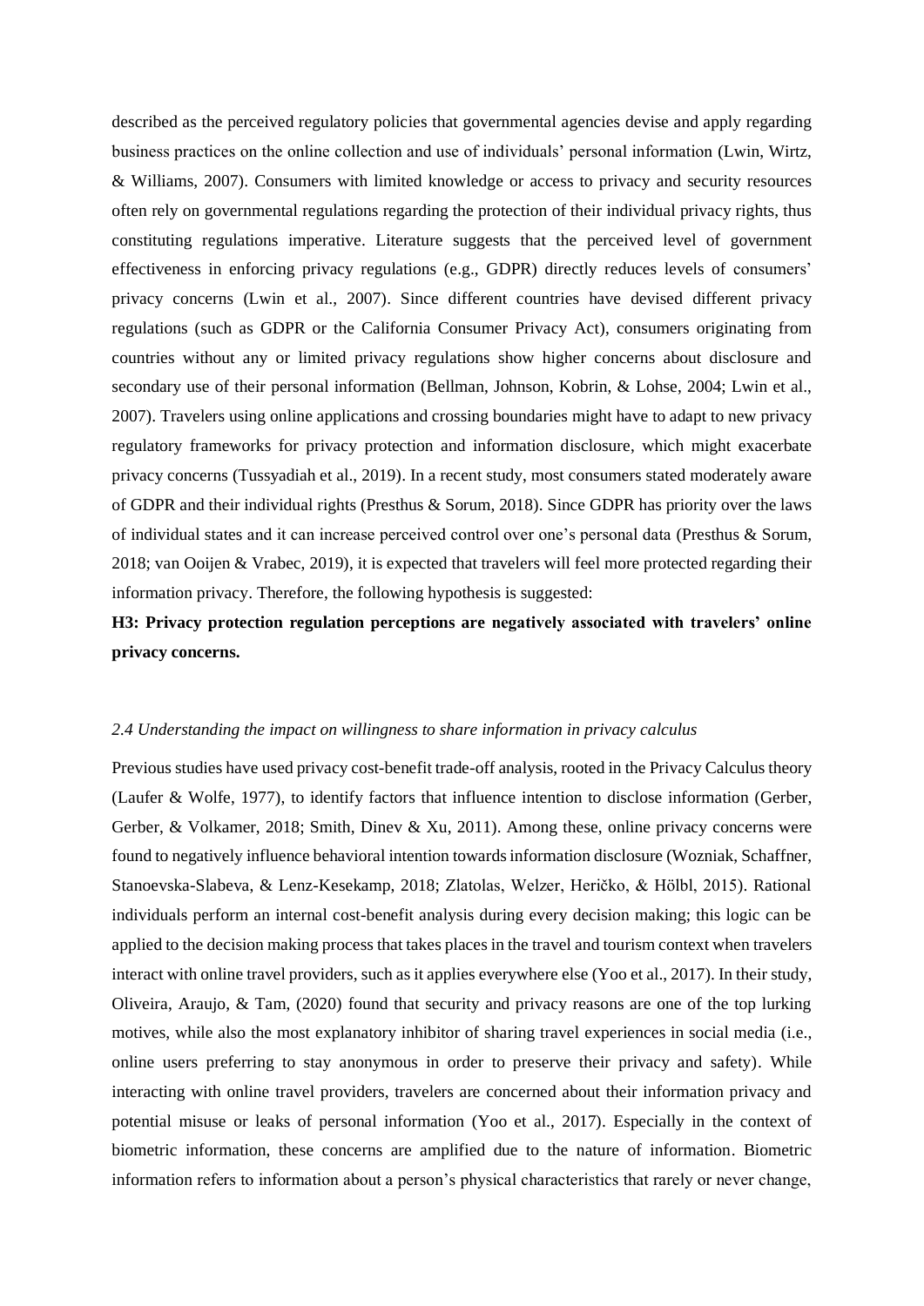described as the perceived regulatory policies that governmental agencies devise and apply regarding business practices on the online collection and use of individuals' personal information (Lwin, Wirtz, & Williams, 2007). Consumers with limited knowledge or access to privacy and security resources often rely on governmental regulations regarding the protection of their individual privacy rights, thus constituting regulations imperative. Literature suggests that the perceived level of government effectiveness in enforcing privacy regulations (e.g., GDPR) directly reduces levels of consumers' privacy concerns (Lwin et al., 2007). Since different countries have devised different privacy regulations (such as GDPR or the California Consumer Privacy Act), consumers originating from countries without any or limited privacy regulations show higher concerns about disclosure and secondary use of their personal information (Bellman, Johnson, Kobrin, & Lohse, 2004; Lwin et al., 2007). Travelers using online applications and crossing boundaries might have to adapt to new privacy regulatory frameworks for privacy protection and information disclosure, which might exacerbate privacy concerns (Tussyadiah et al., 2019). In a recent study, most consumers stated moderately aware of GDPR and their individual rights (Presthus & Sorum, 2018). Since GDPR has priority over the laws of individual states and it can increase perceived control over one's personal data (Presthus & Sorum, 2018; van Ooijen & Vrabec, 2019), it is expected that travelers will feel more protected regarding their information privacy. Therefore, the following hypothesis is suggested:

**H3: Privacy protection regulation perceptions are negatively associated with travelers' online privacy concerns.**

### *2.4 Understanding the impact on willingness to share information in privacy calculus*

Previous studies have used privacy cost-benefit trade-off analysis, rooted in the Privacy Calculus theory (Laufer & Wolfe, 1977), to identify factors that influence intention to disclose information (Gerber, Gerber, & Volkamer, 2018; Smith, Dinev & Xu, 2011). Among these, online privacy concerns were found to negatively influence behavioral intention towards information disclosure (Wozniak, Schaffner, Stanoevska-Slabeva, & Lenz-Kesekamp, 2018; Zlatolas, Welzer, Heričko, & Hölbl, 2015). Rational individuals perform an internal cost-benefit analysis during every decision making; this logic can be applied to the decision making process that takes places in the travel and tourism context when travelers interact with online travel providers, such as it applies everywhere else (Yoo et al., 2017). In their study, Oliveira, Araujo, & Tam, (2020) found that security and privacy reasons are one of the top lurking motives, while also the most explanatory inhibitor of sharing travel experiences in social media (i.e., online users preferring to stay anonymous in order to preserve their privacy and safety). While interacting with online travel providers, travelers are concerned about their information privacy and potential misuse or leaks of personal information (Yoo et al., 2017). Especially in the context of biometric information, these concerns are amplified due to the nature of information. Biometric information refers to information about a person's physical characteristics that rarely or never change,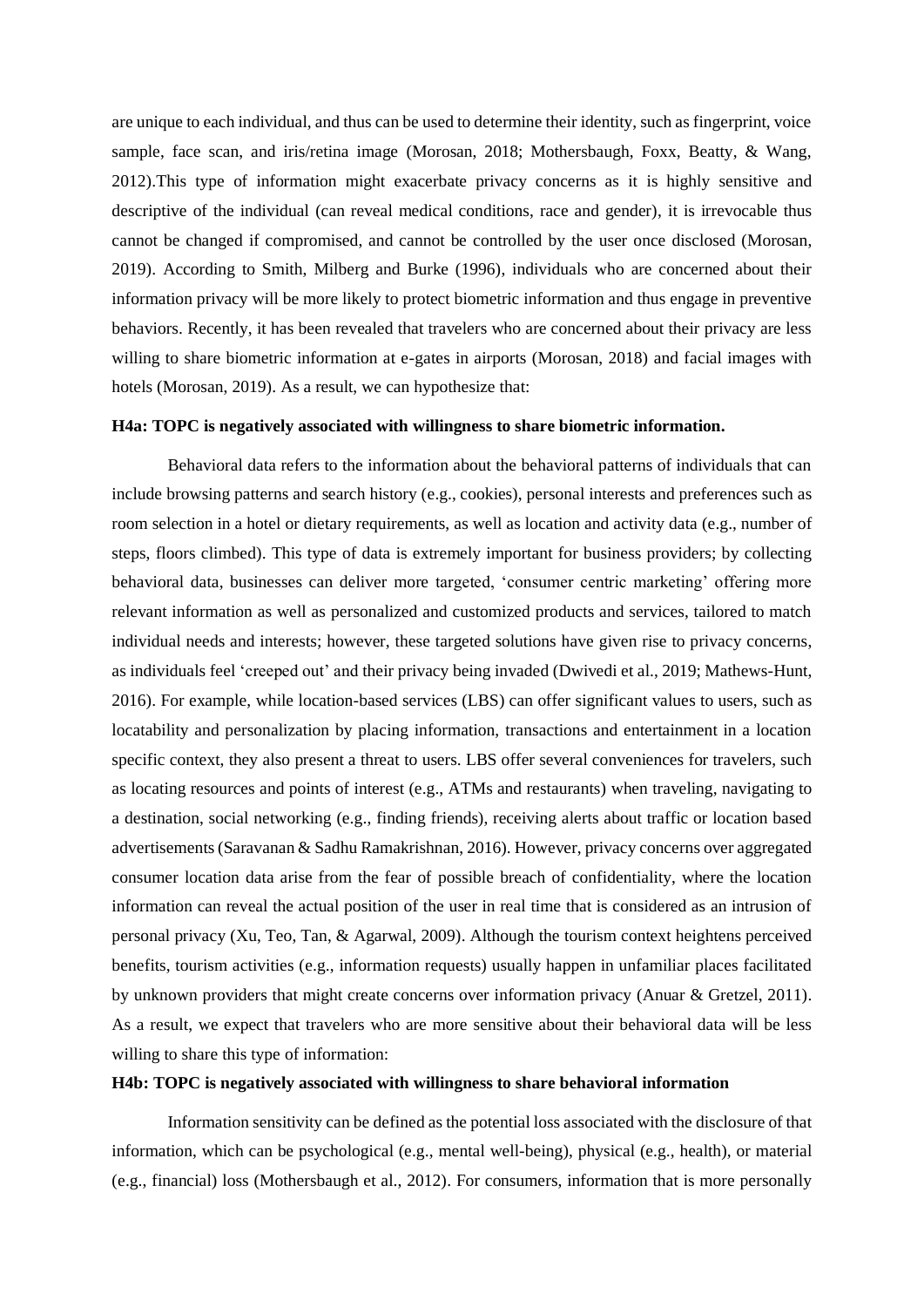are unique to each individual, and thus can be used to determine their identity, such as fingerprint, voice sample, face scan, and iris/retina image (Morosan, 2018; Mothersbaugh, Foxx, Beatty, & Wang, 2012).This type of information might exacerbate privacy concerns as it is highly sensitive and descriptive of the individual (can reveal medical conditions, race and gender), it is irrevocable thus cannot be changed if compromised, and cannot be controlled by the user once disclosed (Morosan, 2019). According to Smith, Milberg and Burke (1996), individuals who are concerned about their information privacy will be more likely to protect biometric information and thus engage in preventive behaviors. Recently, it has been revealed that travelers who are concerned about their privacy are less willing to share biometric information at e-gates in airports (Morosan, 2018) and facial images with hotels (Morosan, 2019). As a result, we can hypothesize that:

**H4a: TOPC is negatively associated with willingness to share biometric information.**

Behavioral data refers to the information about the behavioral patterns of individuals that can include browsing patterns and search history (e.g., cookies), personal interests and preferences such as room selection in a hotel or dietary requirements, as well as location and activity data (e.g., number of steps, floors climbed). This type of data is extremely important for business providers; by collecting behavioral data, businesses can deliver more targeted, 'consumer centric marketing' offering more relevant information as well as personalized and customized products and services, tailored to match individual needs and interests; however, these targeted solutions have given rise to privacy concerns, as individuals feel 'creeped out' and their privacy being invaded (Dwivedi et al., 2019; Mathews-Hunt, 2016). For example, while location-based services (LBS) can offer significant values to users, such as locatability and personalization by placing information, transactions and entertainment in a location specific context, they also present a threat to users. LBS offer several conveniences for travelers, such as locating resources and points of interest (e.g., ATMs and restaurants) when traveling, navigating to a destination, social networking (e.g., finding friends), receiving alerts about traffic or location based advertisements (Saravanan & Sadhu Ramakrishnan, 2016). However, privacy concerns over aggregated consumer location data arise from the fear of possible breach of confidentiality, where the location information can reveal the actual position of the user in real time that is considered as an intrusion of personal privacy (Xu, Teo, Tan, & Agarwal, 2009). Although the tourism context heightens perceived benefits, tourism activities (e.g., information requests) usually happen in unfamiliar places facilitated by unknown providers that might create concerns over information privacy (Anuar & Gretzel, 2011). As a result, we expect that travelers who are more sensitive about their behavioral data will be less willing to share this type of information:

**H4b: TOPC is negatively associated with willingness to share behavioral information**

Information sensitivity can be defined as the potential loss associated with the disclosure of that information, which can be psychological (e.g., mental well-being), physical (e.g., health), or material (e.g., financial) loss (Mothersbaugh et al., 2012). For consumers, information that is more personally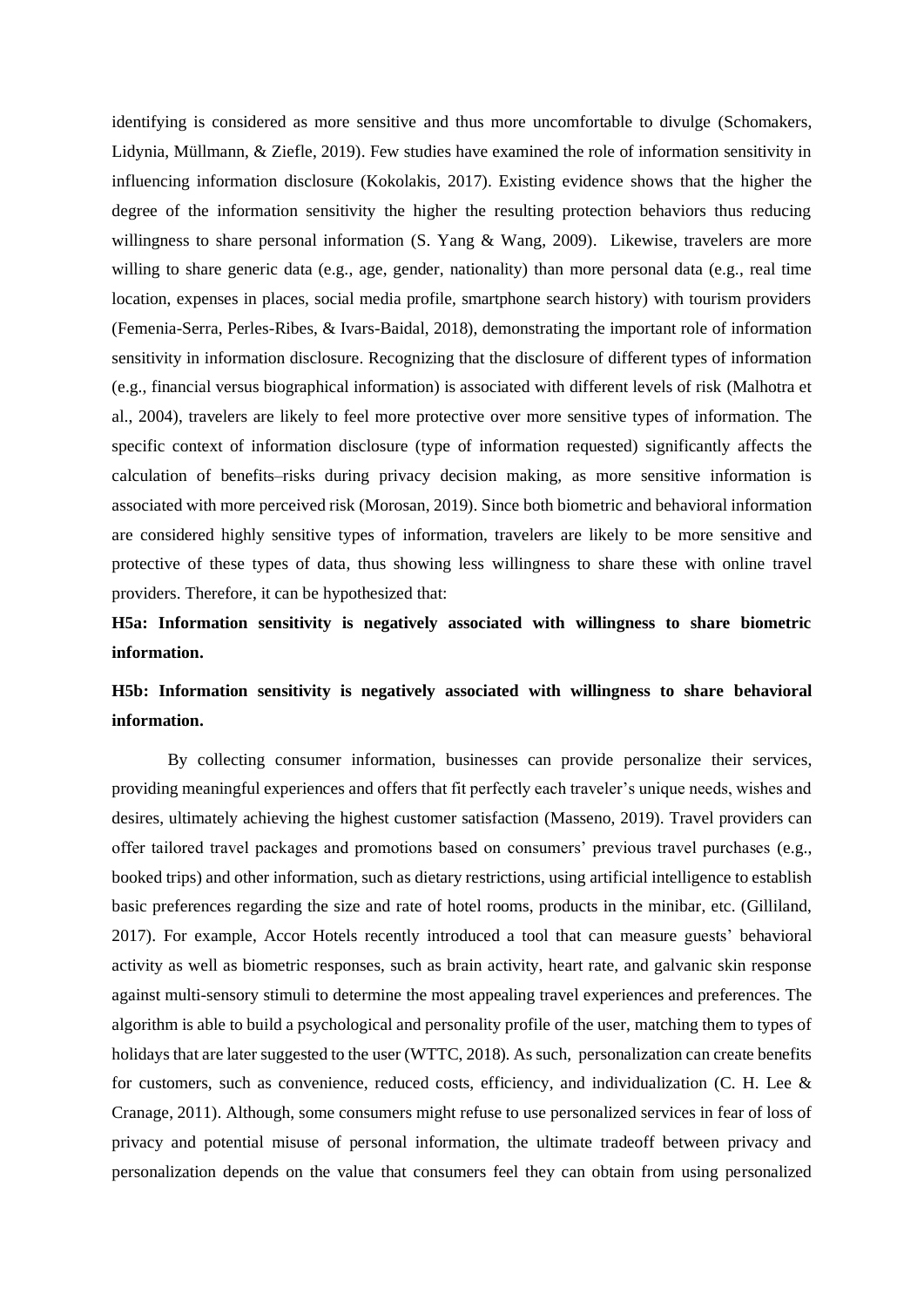identifying is considered as more sensitive and thus more uncomfortable to divulge (Schomakers, Lidynia, Müllmann, & Ziefle, 2019). Few studies have examined the role of information sensitivity in influencing information disclosure (Kokolakis, 2017). Existing evidence shows that the higher the degree of the information sensitivity the higher the resulting protection behaviors thus reducing willingness to share personal information (S. Yang & Wang, 2009). Likewise, travelers are more willing to share generic data (e.g., age, gender, nationality) than more personal data (e.g., real time location, expenses in places, social media profile, smartphone search history) with tourism providers (Femenia-Serra, Perles-Ribes, & Ivars-Baidal, 2018), demonstrating the important role of information sensitivity in information disclosure. Recognizing that the disclosure of different types of information (e.g., financial versus biographical information) is associated with different levels of risk (Malhotra et al., 2004), travelers are likely to feel more protective over more sensitive types of information. The specific context of information disclosure (type of information requested) significantly affects the calculation of benefits–risks during privacy decision making, as more sensitive information is associated with more perceived risk (Morosan, 2019). Since both biometric and behavioral information are considered highly sensitive types of information, travelers are likely to be more sensitive and protective of these types of data, thus showing less willingness to share these with online travel providers. Therefore, it can be hypothesized that:

**H5a: Information sensitivity is negatively associated with willingness to share biometric information.**

**H5b: Information sensitivity is negatively associated with willingness to share behavioral information.**

By collecting consumer information, businesses can provide personalize their services, providing meaningful experiences and offers that fit perfectly each traveler's unique needs, wishes and desires, ultimately achieving the highest customer satisfaction (Masseno, 2019). Travel providers can offer tailored travel packages and promotions based on consumers' previous travel purchases (e.g., booked trips) and other information, such as dietary restrictions, using artificial intelligence to establish basic preferences regarding the size and rate of hotel rooms, products in the minibar, etc. (Gilliland, 2017). For example, Accor Hotels recently introduced a tool that can measure guests' behavioral activity as well as biometric responses, such as brain activity, heart rate, and galvanic skin response against multi-sensory stimuli to determine the most appealing travel experiences and preferences. The algorithm is able to build a psychological and personality profile of the user, matching them to types of holidays that are later suggested to the user (WTTC, 2018). As such, personalization can create benefits for customers, such as convenience, reduced costs, efficiency, and individualization (C. H. Lee & Cranage, 2011). Although, some consumers might refuse to use personalized services in fear of loss of privacy and potential misuse of personal information, the ultimate tradeoff between privacy and personalization depends on the value that consumers feel they can obtain from using personalized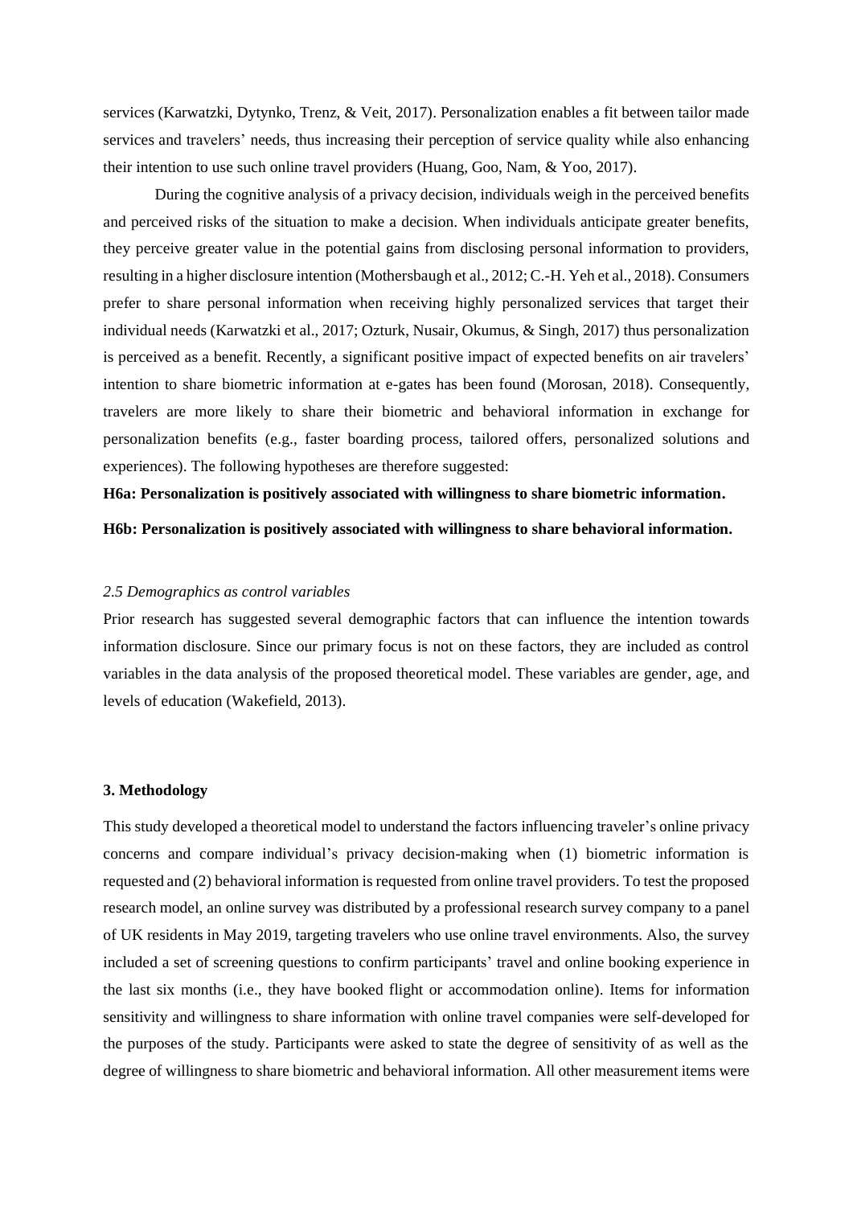services (Karwatzki, Dytynko, Trenz, & Veit, 2017). Personalization enables a fit between tailor made services and travelers' needs, thus increasing their perception of service quality while also enhancing their intention to use such online travel providers (Huang, Goo, Nam, & Yoo, 2017).

During the cognitive analysis of a privacy decision, individuals weigh in the perceived benefits and perceived risks of the situation to make a decision. When individuals anticipate greater benefits, they perceive greater value in the potential gains from disclosing personal information to providers, resulting in a higher disclosure intention (Mothersbaugh et al., 2012; C.-H. Yeh et al., 2018). Consumers prefer to share personal information when receiving highly personalized services that target their individual needs (Karwatzki et al., 2017; Ozturk, Nusair, Okumus, & Singh, 2017) thus personalization is perceived as a benefit. Recently, a significant positive impact of expected benefits on air travelers' intention to share biometric information at e-gates has been found (Morosan, 2018). Consequently, travelers are more likely to share their biometric and behavioral information in exchange for personalization benefits (e.g., faster boarding process, tailored offers, personalized solutions and experiences). The following hypotheses are therefore suggested:

**H6a: Personalization is positively associated with willingness to share biometric information.**

**H6b: Personalization is positively associated with willingness to share behavioral information.**

### *2.5 Demographics as control variables*

Prior research has suggested several demographic factors that can influence the intention towards information disclosure. Since our primary focus is not on these factors, they are included as control variables in the data analysis of the proposed theoretical model. These variables are gender, age, and levels of education (Wakefield, 2013).

## 3. Methodology

This study developed a theoretical model to understand the factors influencing traveler's online privacy concerns and compare individual's privacy decision-making when (1) biometric information is requested and (2) behavioral information is requested from online travel providers. To test the proposed research model, an online survey was distributed by a professional research survey company to a panel of UK residents in May 2019, targeting travelers who use online travel environments. Also, the survey included a set of screening questions to confirm participants' travel and online booking experience in the last six months (i.e., they have booked flight or accommodation online). Items for information sensitivity and willingness to share information with online travel companies were self-developed for the purposes of the study. Participants were asked to state the degree of sensitivity of as well as the degree of willingness to share biometric and behavioral information. All other measurement items were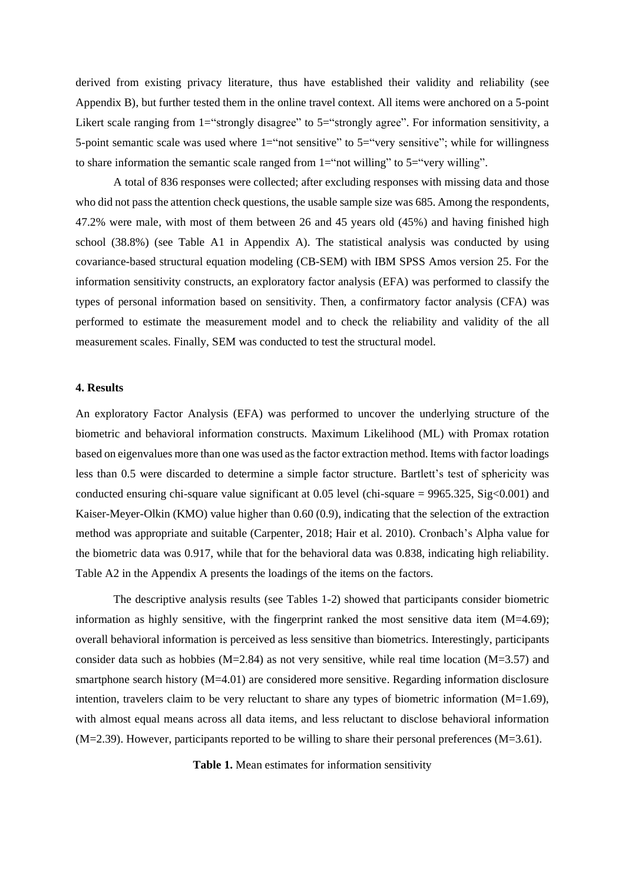derived from existing privacy literature, thus have established their validity and reliability (see Appendix B), but further tested them in the online travel context. All items were anchored on a 5-point Likert scale ranging from 1="strongly disagree" to 5="strongly agree". For information sensitivity, a 5-point semantic scale was used where 1="not sensitive" to 5="very sensitive"; while for willingness to share information the semantic scale ranged from 1="not willing" to 5="very willing".

A total of 836 responses were collected; after excluding responses with missing data and those who did not pass the attention check questions, the usable sample size was 685. Among the respondents, 47.2% were male, with most of them between 26 and 45 years old (45%) and having finished high school (38.8%) (see Table A1 in Appendix A). The statistical analysis was conducted by using covariance-based structural equation modeling (CB-SEM) with IBM SPSS Amos version 25. For the information sensitivity constructs, an exploratory factor analysis (EFA) was performed to classify the types of personal information based on sensitivity. Then, a confirmatory factor analysis (CFA) was performed to estimate the measurement model and to check the reliability and validity of the all measurement scales. Finally, SEM was conducted to test the structural model.

## 4. Results

An exploratory Factor Analysis (EFA) was performed to uncover the underlying structure of the biometric and behavioral information constructs. Maximum Likelihood (ML) with Promax rotation based on eigenvalues more than one was used as the factor extraction method. Items with factor loadings less than 0.5 were discarded to determine a simple factor structure. Bartlett's test of sphericity was conducted ensuring chi-square value significant at 0.05 level (chi-square = 9965.325, Sig<0.001) and Kaiser-Meyer-Olkin (KMO) value higher than 0.60 (0.9), indicating that the selection of the extraction method was appropriate and suitable (Carpenter, 2018; Hair et al. 2010). Cronbach's Alpha value for the biometric data was 0.917, while that for the behavioral data was 0.838, indicating high reliability. Table A2 in the Appendix A presents the loadings of the items on the factors.

The descriptive analysis results (see Tables 1-2) showed that participants consider biometric information as highly sensitive, with the fingerprint ranked the most sensitive data item (M=4.69); overall behavioral information is perceived as less sensitive than biometrics. Interestingly, participants consider data such as hobbies (M=2.84) as not very sensitive, while real time location (M=3.57) and smartphone search history (M=4.01) are considered more sensitive. Regarding information disclosure intention, travelers claim to be very reluctant to share any types of biometric information (M=1.69), with almost equal means across all data items, and less reluctant to disclose behavioral information (M=2.39). However, participants reported to be willing to share their personal preferences (M=3.61).

**Table 1.** Mean estimates for information sensitivity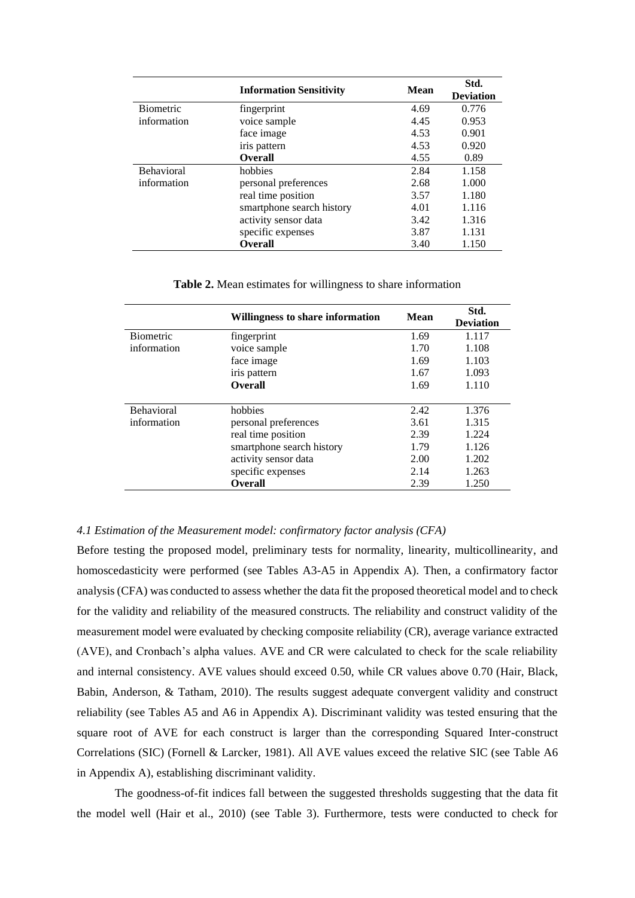|  | **Information Sensitivity** | **Mean** | **Std. Deviation** |
|---|---|---|---|
| Biometric information | fingerprint | 4.69 | 0.776 |
|  | voice sample | 4.45 | 0.953 |
|  | face image | 4.53 | 0.901 |
|  | iris pattern | 4.53 | 0.920 |
|  | **Overall** | 4.55 | 0.89 |
| Behavioral information | hobbies | 2.84 | 1.158 |
|  | personal preferences | 2.68 | 1.000 |
|  | real time position | 3.57 | 1.180 |
|  | smartphone search history | 4.01 | 1.116 |
|  | activity sensor data | 3.42 | 1.316 |
|  | specific expenses | 3.87 | 1.131 |
|  | **Overall** | 3.40 | 1.150 |

**Table 2.** Mean estimates for willingness to share information

|  | **Willingness to share information** | **Mean** | **Std. Deviation** |
|---|---|---|---|
| Biometric information | fingerprint | 1.69 | 1.117 |
|  | voice sample | 1.70 | 1.108 |
|  | face image | 1.69 | 1.103 |
|  | iris pattern | 1.67 | 1.093 |
|  | **Overall** | 1.69 | 1.110 |
| Behavioral information | hobbies | 2.42 | 1.376 |
|  | personal preferences | 3.61 | 1.315 |
|  | real time position | 2.39 | 1.224 |
|  | smartphone search history | 1.79 | 1.126 |
|  | activity sensor data | 2.00 | 1.202 |
|  | specific expenses | 2.14 | 1.263 |
|  | **Overall** | 2.39 | 1.250 |

### *4.1 Estimation of the Measurement model: confirmatory factor analysis (CFA)*

Before testing the proposed model, preliminary tests for normality, linearity, multicollinearity, and homoscedasticity were performed (see Tables A3-A5 in Appendix A). Then, a confirmatory factor analysis (CFA) was conducted to assess whether the data fit the proposed theoretical model and to check for the validity and reliability of the measured constructs. The reliability and construct validity of the measurement model were evaluated by checking composite reliability (CR), average variance extracted (AVE), and Cronbach's alpha values. AVE and CR were calculated to check for the scale reliability and internal consistency. AVE values should exceed 0.50, while CR values above 0.70 (Hair, Black, Babin, Anderson, & Tatham, 2010). The results suggest adequate convergent validity and construct reliability (see Tables A5 and A6 in Appendix A). Discriminant validity was tested ensuring that the square root of AVE for each construct is larger than the corresponding Squared Inter-construct Correlations (SIC) (Fornell & Larcker, 1981). All AVE values exceed the relative SIC (see Table A6 in Appendix A), establishing discriminant validity.

The goodness-of-fit indices fall between the suggested thresholds suggesting that the data fit the model well (Hair et al., 2010) (see Table 3). Furthermore, tests were conducted to check for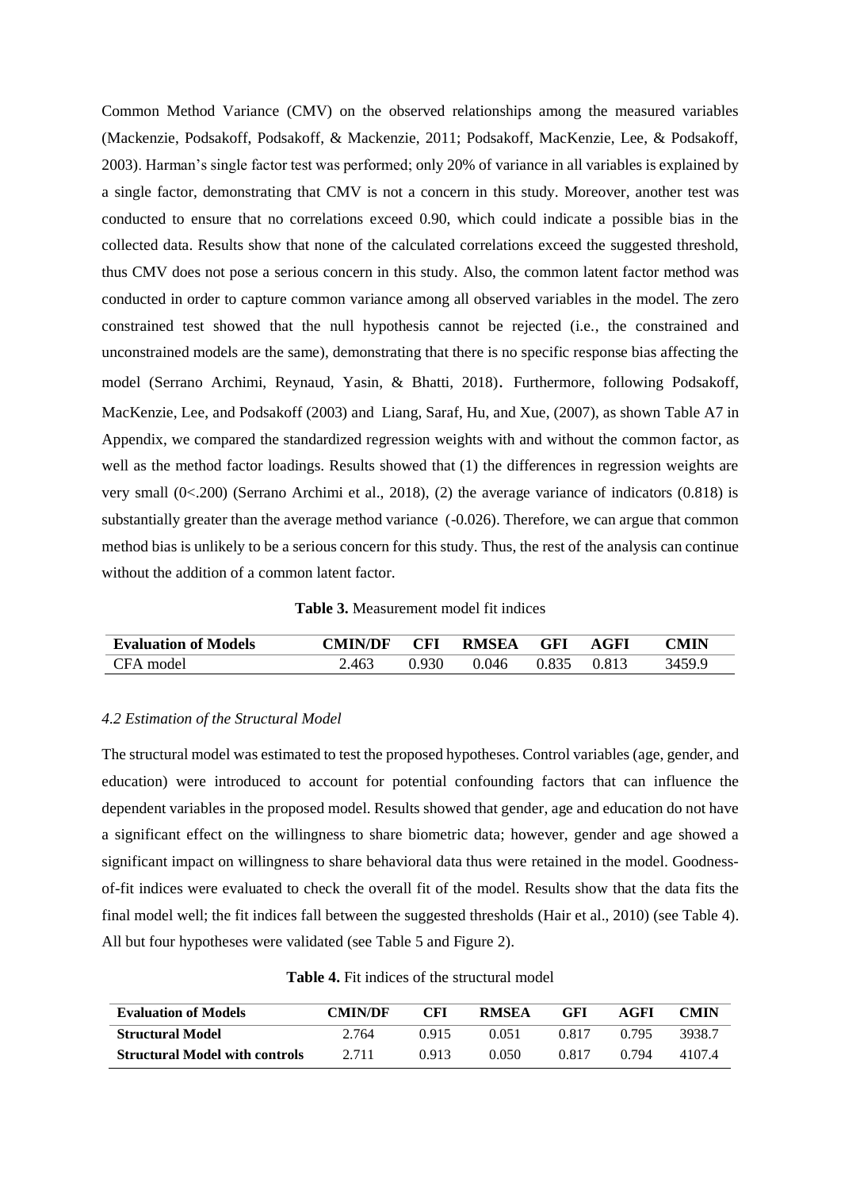Common Method Variance (CMV) on the observed relationships among the measured variables (Mackenzie, Podsakoff, Podsakoff, & Mackenzie, 2011; Podsakoff, MacKenzie, Lee, & Podsakoff, 2003). Harman's single factor test was performed; only 20% of variance in all variables is explained by a single factor, demonstrating that CMV is not a concern in this study. Moreover, another test was conducted to ensure that no correlations exceed 0.90, which could indicate a possible bias in the collected data. Results show that none of the calculated correlations exceed the suggested threshold, thus CMV does not pose a serious concern in this study. Also, the common latent factor method was conducted in order to capture common variance among all observed variables in the model. The zero constrained test showed that the null hypothesis cannot be rejected (i.e., the constrained and unconstrained models are the same), demonstrating that there is no specific response bias affecting the model (Serrano Archimi, Reynaud, Yasin, & Bhatti, 2018). Furthermore, following Podsakoff, MacKenzie, Lee, and Podsakoff (2003) and Liang, Saraf, Hu, and Xue, (2007), as shown Table A7 in Appendix, we compared the standardized regression weights with and without the common factor, as well as the method factor loadings. Results showed that (1) the differences in regression weights are very small (0<.200) (Serrano Archimi et al., 2018), (2) the average variance of indicators (0.818) is substantially greater than the average method variance (-0.026). Therefore, we can argue that common method bias is unlikely to be a serious concern for this study. Thus, the rest of the analysis can continue without the addition of a common latent factor.

**Table 3.** Measurement model fit indices

| Evaluation of Models | CMIN/DF | CFI | RMSEA | GFI | AGFI | CMIN |
|---|---|---|---|---|---|---|
| CFA model | 2.463 | 0.930 | 0.046 | 0.835 | 0.813 | 3459.9 |

*4.2 Estimation of the Structural Model*

The structural model was estimated to test the proposed hypotheses. Control variables (age, gender, and education) were introduced to account for potential confounding factors that can influence the dependent variables in the proposed model. Results showed that gender, age and education do not have a significant effect on the willingness to share biometric data; however, gender and age showed a significant impact on willingness to share behavioral data thus were retained in the model. Goodness-of-fit indices were evaluated to check the overall fit of the model. Results show that the data fits the final model well; the fit indices fall between the suggested thresholds (Hair et al., 2010) (see Table 4). All but four hypotheses were validated (see Table 5 and Figure 2).

**Table 4.** Fit indices of the structural model

| Evaluation of Models | CMIN/DF | CFI | RMSEA | GFI | AGFI | CMIN |
|---|---|---|---|---|---|---|
| **Structural Model** | 2.764 | 0.915 | 0.051 | 0.817 | 0.795 | 3938.7 |
| **Structural Model with controls** | 2.711 | 0.913 | 0.050 | 0.817 | 0.794 | 4107.4 |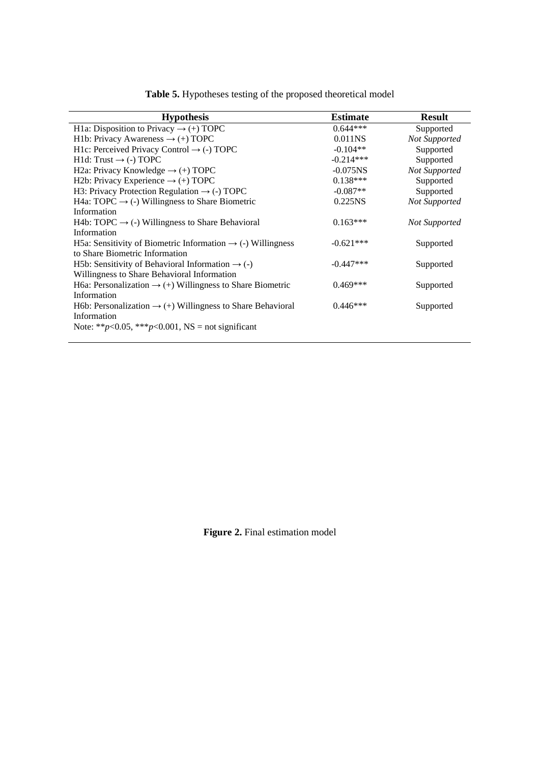**Table 5.** Hypotheses testing of the proposed theoretical model

| Hypothesis | Estimate | Result |
|---|---|---|
| H1a: Disposition to Privacy → (+) TOPC | 0.644*** | Supported |
| H1b: Privacy Awareness → (+) TOPC | 0.011NS | *Not Supported* |
| H1c: Perceived Privacy Control → (-) TOPC | -0.104** | Supported |
| H1d: Trust → (-) TOPC | -0.214*** | Supported |
| H2a: Privacy Knowledge → (+) TOPC | -0.075NS | *Not Supported* |
| H2b: Privacy Experience → (+) TOPC | 0.138*** | Supported |
| H3: Privacy Protection Regulation → (-) TOPC | -0.087** | Supported |
| H4a: TOPC → (-) Willingness to Share Biometric Information | 0.225NS | *Not Supported* |
| H4b: TOPC → (-) Willingness to Share Behavioral Information | 0.163*** | *Not Supported* |
| H5a: Sensitivity of Biometric Information → (-) Willingness to Share Biometric Information | -0.621*** | Supported |
| H5b: Sensitivity of Behavioral Information → (-) Willingness to Share Behavioral Information | -0.447*** | Supported |
| H6a: Personalization → (+) Willingness to Share Biometric Information | 0.469*** | Supported |
| H6b: Personalization → (+) Willingness to Share Behavioral Information | 0.446*** | Supported |

Note: ** $p<0.05$, *** $p<0.001$, NS = not significant

**Figure 2.** Final estimation model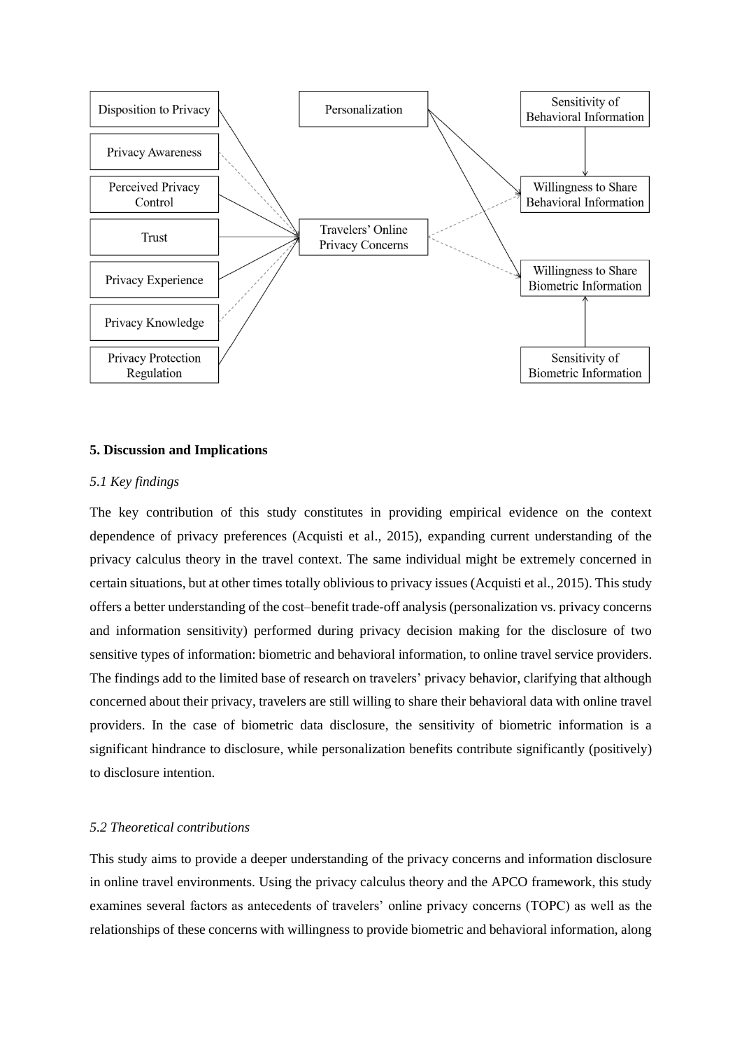## 5. Discussion and Implications

### *5.1 Key findings*

The key contribution of this study constitutes in providing empirical evidence on the context dependence of privacy preferences (Acquisti et al., 2015), expanding current understanding of the privacy calculus theory in the travel context. The same individual might be extremely concerned in certain situations, but at other times totally oblivious to privacy issues (Acquisti et al., 2015). This study offers a better understanding of the cost–benefit trade-off analysis (personalization vs. privacy concerns and information sensitivity) performed during privacy decision making for the disclosure of two sensitive types of information: biometric and behavioral information, to online travel service providers. The findings add to the limited base of research on travelers' privacy behavior, clarifying that although concerned about their privacy, travelers are still willing to share their behavioral data with online travel providers. In the case of biometric data disclosure, the sensitivity of biometric information is a significant hindrance to disclosure, while personalization benefits contribute significantly (positively) to disclosure intention.

### *5.2 Theoretical contributions*

This study aims to provide a deeper understanding of the privacy concerns and information disclosure in online travel environments. Using the privacy calculus theory and the APCO framework, this study examines several factors as antecedents of travelers' online privacy concerns (TOPC) as well as the relationships of these concerns with willingness to provide biometric and behavioral information, along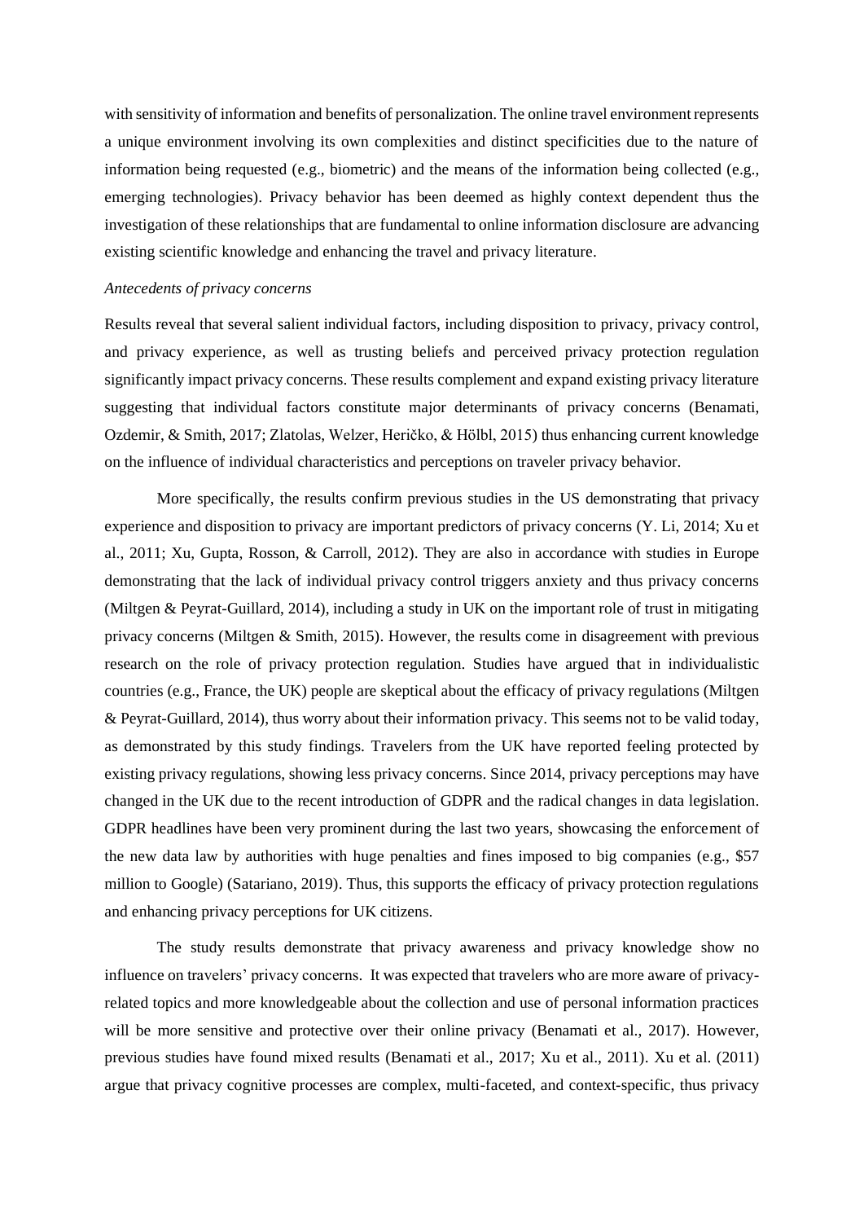with sensitivity of information and benefits of personalization. The online travel environment represents a unique environment involving its own complexities and distinct specificities due to the nature of information being requested (e.g., biometric) and the means of the information being collected (e.g., emerging technologies). Privacy behavior has been deemed as highly context dependent thus the investigation of these relationships that are fundamental to online information disclosure are advancing existing scientific knowledge and enhancing the travel and privacy literature.

*Antecedents of privacy concerns*

Results reveal that several salient individual factors, including disposition to privacy, privacy control, and privacy experience, as well as trusting beliefs and perceived privacy protection regulation significantly impact privacy concerns. These results complement and expand existing privacy literature suggesting that individual factors constitute major determinants of privacy concerns (Benamati, Ozdemir, & Smith, 2017; Zlatolas, Welzer, Heričko, & Hölbl, 2015) thus enhancing current knowledge on the influence of individual characteristics and perceptions on traveler privacy behavior.

More specifically, the results confirm previous studies in the US demonstrating that privacy experience and disposition to privacy are important predictors of privacy concerns (Y. Li, 2014; Xu et al., 2011; Xu, Gupta, Rosson, & Carroll, 2012). They are also in accordance with studies in Europe demonstrating that the lack of individual privacy control triggers anxiety and thus privacy concerns (Miltgen & Peyrat-Guillard, 2014), including a study in UK on the important role of trust in mitigating privacy concerns (Miltgen & Smith, 2015). However, the results come in disagreement with previous research on the role of privacy protection regulation. Studies have argued that in individualistic countries (e.g., France, the UK) people are skeptical about the efficacy of privacy regulations (Miltgen & Peyrat-Guillard, 2014), thus worry about their information privacy. This seems not to be valid today, as demonstrated by this study findings. Travelers from the UK have reported feeling protected by existing privacy regulations, showing less privacy concerns. Since 2014, privacy perceptions may have changed in the UK due to the recent introduction of GDPR and the radical changes in data legislation. GDPR headlines have been very prominent during the last two years, showcasing the enforcement of the new data law by authorities with huge penalties and fines imposed to big companies (e.g., $57 million to Google) (Satariano, 2019). Thus, this supports the efficacy of privacy protection regulations and enhancing privacy perceptions for UK citizens.

The study results demonstrate that privacy awareness and privacy knowledge show no influence on travelers' privacy concerns. It was expected that travelers who are more aware of privacy-related topics and more knowledgeable about the collection and use of personal information practices will be more sensitive and protective over their online privacy (Benamati et al., 2017). However, previous studies have found mixed results (Benamati et al., 2017; Xu et al., 2011). Xu et al. (2011) argue that privacy cognitive processes are complex, multi-faceted, and context-specific, thus privacy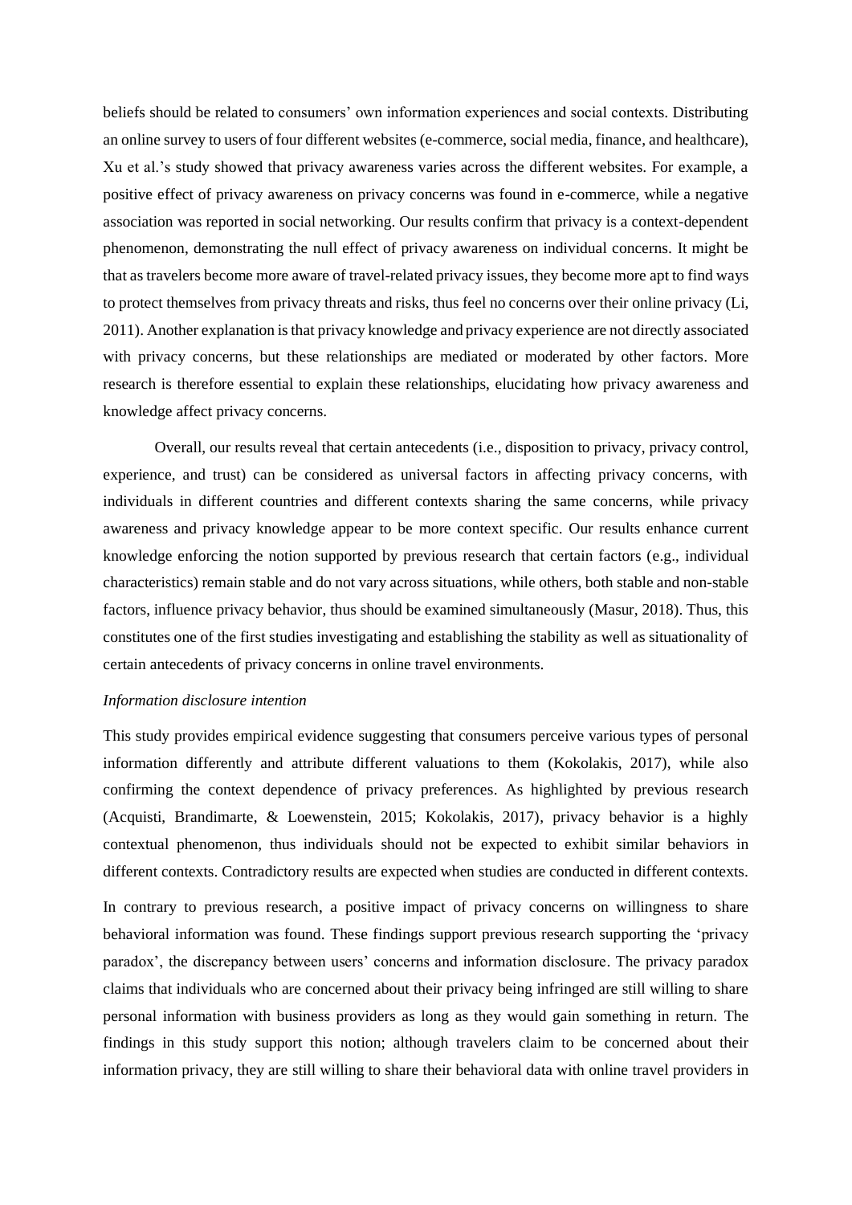beliefs should be related to consumers' own information experiences and social contexts. Distributing an online survey to users of four different websites (e-commerce, social media, finance, and healthcare), Xu et al.'s study showed that privacy awareness varies across the different websites. For example, a positive effect of privacy awareness on privacy concerns was found in e-commerce, while a negative association was reported in social networking. Our results confirm that privacy is a context-dependent phenomenon, demonstrating the null effect of privacy awareness on individual concerns. It might be that as travelers become more aware of travel-related privacy issues, they become more apt to find ways to protect themselves from privacy threats and risks, thus feel no concerns over their online privacy (Li, 2011). Another explanation is that privacy knowledge and privacy experience are not directly associated with privacy concerns, but these relationships are mediated or moderated by other factors. More research is therefore essential to explain these relationships, elucidating how privacy awareness and knowledge affect privacy concerns.

Overall, our results reveal that certain antecedents (i.e., disposition to privacy, privacy control, experience, and trust) can be considered as universal factors in affecting privacy concerns, with individuals in different countries and different contexts sharing the same concerns, while privacy awareness and privacy knowledge appear to be more context specific. Our results enhance current knowledge enforcing the notion supported by previous research that certain factors (e.g., individual characteristics) remain stable and do not vary across situations, while others, both stable and non-stable factors, influence privacy behavior, thus should be examined simultaneously (Masur, 2018). Thus, this constitutes one of the first studies investigating and establishing the stability as well as situationality of certain antecedents of privacy concerns in online travel environments.

*Information disclosure intention*

This study provides empirical evidence suggesting that consumers perceive various types of personal information differently and attribute different valuations to them (Kokolakis, 2017), while also confirming the context dependence of privacy preferences. As highlighted by previous research (Acquisti, Brandimarte, & Loewenstein, 2015; Kokolakis, 2017), privacy behavior is a highly contextual phenomenon, thus individuals should not be expected to exhibit similar behaviors in different contexts. Contradictory results are expected when studies are conducted in different contexts.

In contrary to previous research, a positive impact of privacy concerns on willingness to share behavioral information was found. These findings support previous research supporting the 'privacy paradox', the discrepancy between users' concerns and information disclosure. The privacy paradox claims that individuals who are concerned about their privacy being infringed are still willing to share personal information with business providers as long as they would gain something in return. The findings in this study support this notion; although travelers claim to be concerned about their information privacy, they are still willing to share their behavioral data with online travel providers in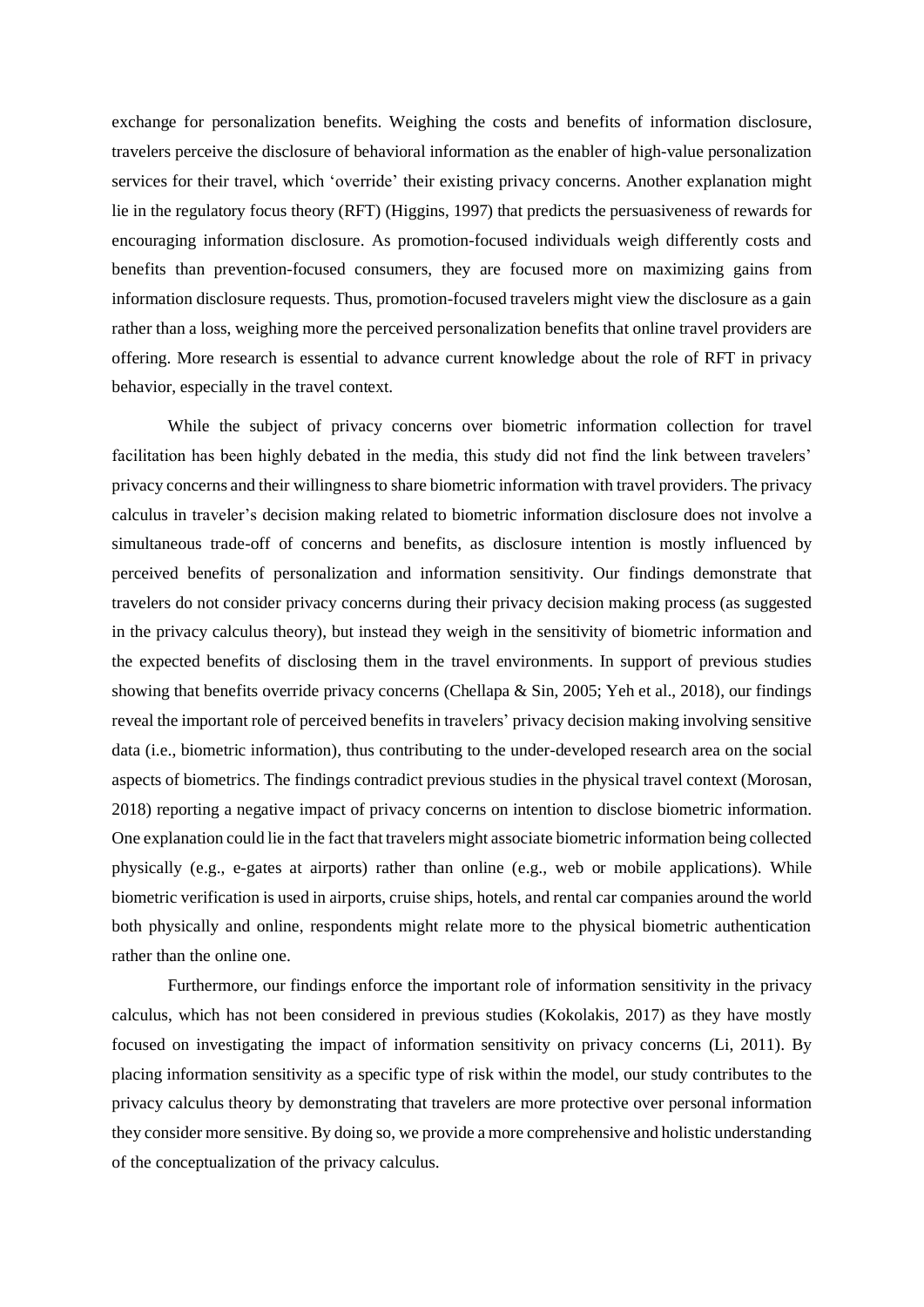exchange for personalization benefits. Weighing the costs and benefits of information disclosure, travelers perceive the disclosure of behavioral information as the enabler of high-value personalization services for their travel, which 'override' their existing privacy concerns. Another explanation might lie in the regulatory focus theory (RFT) (Higgins, 1997) that predicts the persuasiveness of rewards for encouraging information disclosure. As promotion-focused individuals weigh differently costs and benefits than prevention-focused consumers, they are focused more on maximizing gains from information disclosure requests. Thus, promotion-focused travelers might view the disclosure as a gain rather than a loss, weighing more the perceived personalization benefits that online travel providers are offering. More research is essential to advance current knowledge about the role of RFT in privacy behavior, especially in the travel context.

While the subject of privacy concerns over biometric information collection for travel facilitation has been highly debated in the media, this study did not find the link between travelers' privacy concerns and their willingness to share biometric information with travel providers. The privacy calculus in traveler's decision making related to biometric information disclosure does not involve a simultaneous trade-off of concerns and benefits, as disclosure intention is mostly influenced by perceived benefits of personalization and information sensitivity. Our findings demonstrate that travelers do not consider privacy concerns during their privacy decision making process (as suggested in the privacy calculus theory), but instead they weigh in the sensitivity of biometric information and the expected benefits of disclosing them in the travel environments. In support of previous studies showing that benefits override privacy concerns (Chellapa & Sin, 2005; Yeh et al., 2018), our findings reveal the important role of perceived benefits in travelers' privacy decision making involving sensitive data (i.e., biometric information), thus contributing to the under-developed research area on the social aspects of biometrics. The findings contradict previous studies in the physical travel context (Morosan, 2018) reporting a negative impact of privacy concerns on intention to disclose biometric information. One explanation could lie in the fact that travelers might associate biometric information being collected physically (e.g., e-gates at airports) rather than online (e.g., web or mobile applications). While biometric verification is used in airports, cruise ships, hotels, and rental car companies around the world both physically and online, respondents might relate more to the physical biometric authentication rather than the online one.

Furthermore, our findings enforce the important role of information sensitivity in the privacy calculus, which has not been considered in previous studies (Kokolakis, 2017) as they have mostly focused on investigating the impact of information sensitivity on privacy concerns (Li, 2011). By placing information sensitivity as a specific type of risk within the model, our study contributes to the privacy calculus theory by demonstrating that travelers are more protective over personal information they consider more sensitive. By doing so, we provide a more comprehensive and holistic understanding of the conceptualization of the privacy calculus.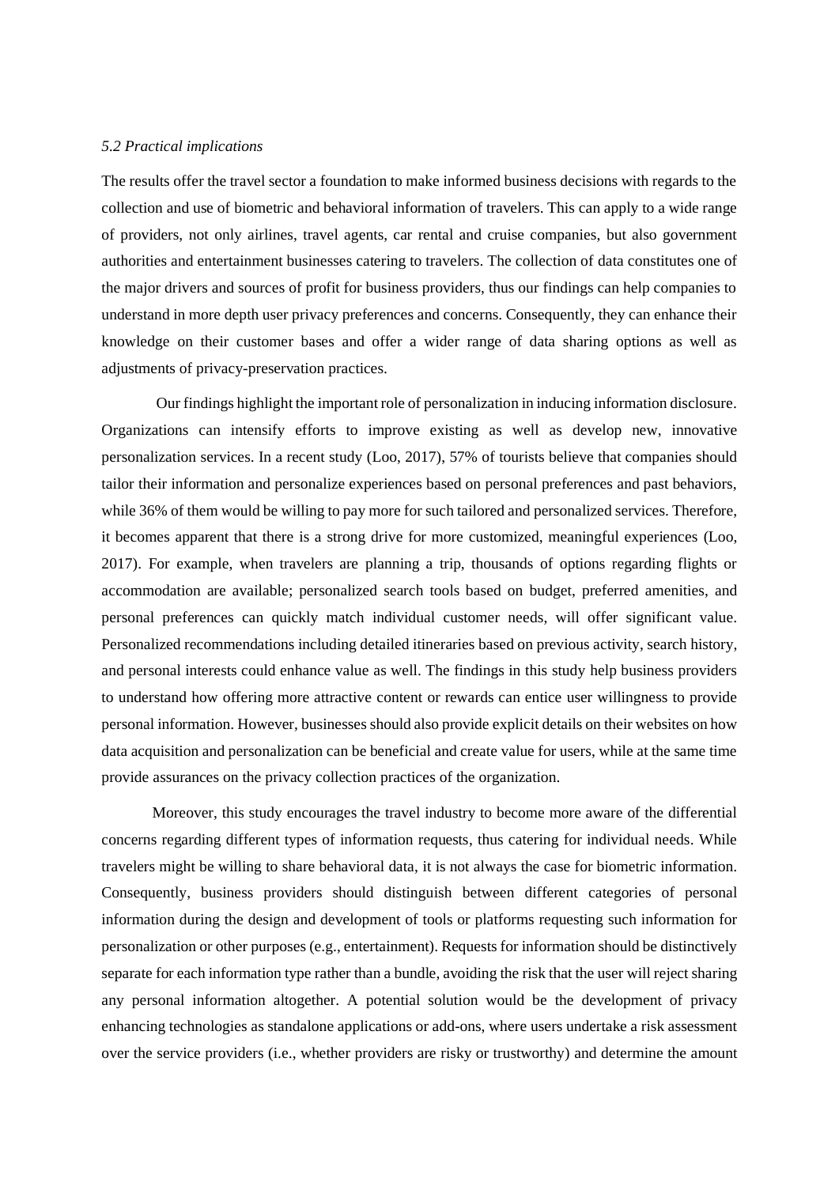*5.2 Practical implications*

The results offer the travel sector a foundation to make informed business decisions with regards to the collection and use of biometric and behavioral information of travelers. This can apply to a wide range of providers, not only airlines, travel agents, car rental and cruise companies, but also government authorities and entertainment businesses catering to travelers. The collection of data constitutes one of the major drivers and sources of profit for business providers, thus our findings can help companies to understand in more depth user privacy preferences and concerns. Consequently, they can enhance their knowledge on their customer bases and offer a wider range of data sharing options as well as adjustments of privacy-preservation practices.

Our findings highlight the important role of personalization in inducing information disclosure. Organizations can intensify efforts to improve existing as well as develop new, innovative personalization services. In a recent study (Loo, 2017), 57% of tourists believe that companies should tailor their information and personalize experiences based on personal preferences and past behaviors, while 36% of them would be willing to pay more for such tailored and personalized services. Therefore, it becomes apparent that there is a strong drive for more customized, meaningful experiences (Loo, 2017). For example, when travelers are planning a trip, thousands of options regarding flights or accommodation are available; personalized search tools based on budget, preferred amenities, and personal preferences can quickly match individual customer needs, will offer significant value. Personalized recommendations including detailed itineraries based on previous activity, search history, and personal interests could enhance value as well. The findings in this study help business providers to understand how offering more attractive content or rewards can entice user willingness to provide personal information. However, businesses should also provide explicit details on their websites on how data acquisition and personalization can be beneficial and create value for users, while at the same time provide assurances on the privacy collection practices of the organization.

Moreover, this study encourages the travel industry to become more aware of the differential concerns regarding different types of information requests, thus catering for individual needs. While travelers might be willing to share behavioral data, it is not always the case for biometric information. Consequently, business providers should distinguish between different categories of personal information during the design and development of tools or platforms requesting such information for personalization or other purposes (e.g., entertainment). Requests for information should be distinctively separate for each information type rather than a bundle, avoiding the risk that the user will reject sharing any personal information altogether. A potential solution would be the development of privacy enhancing technologies as standalone applications or add-ons, where users undertake a risk assessment over the service providers (i.e., whether providers are risky or trustworthy) and determine the amount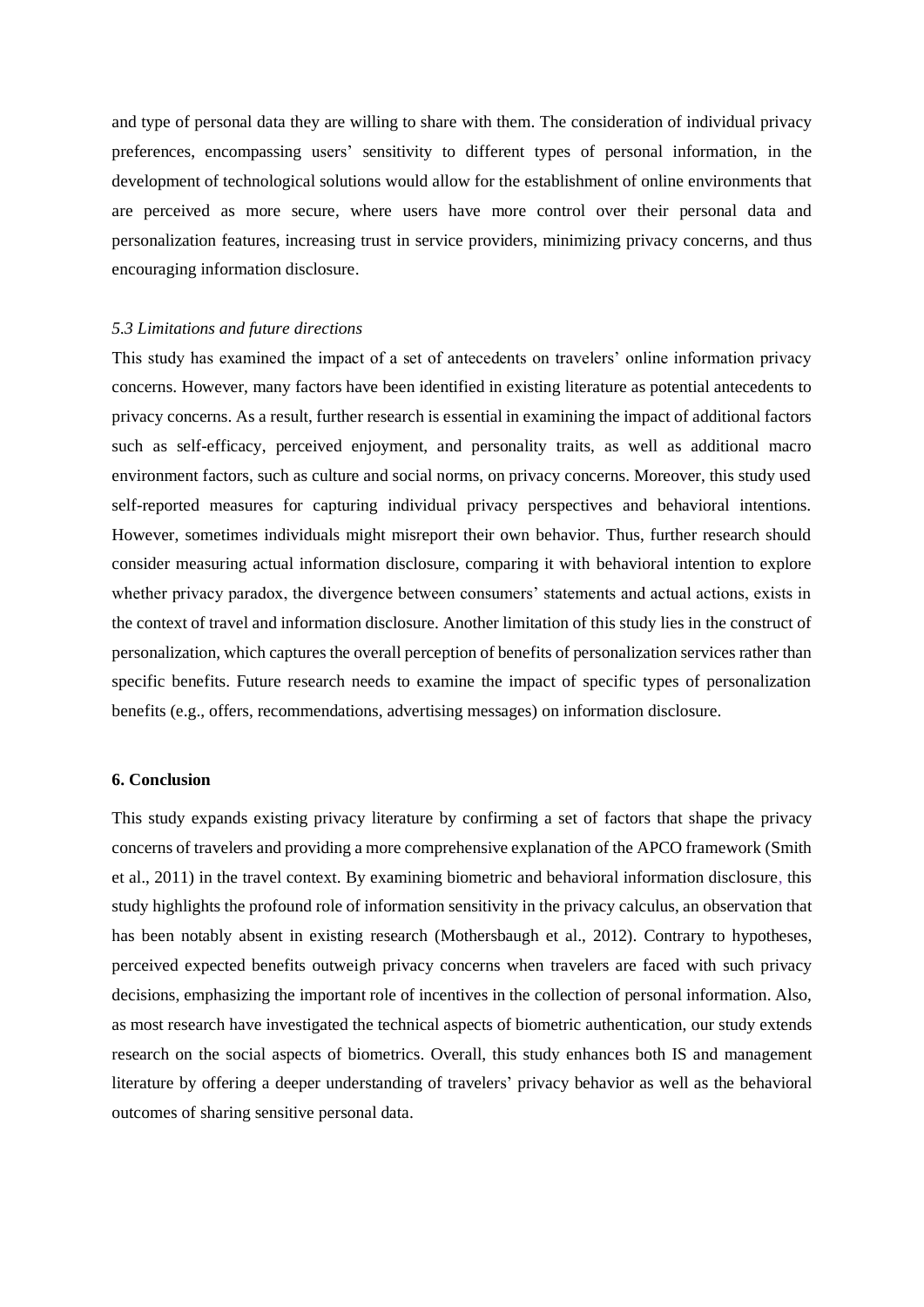and type of personal data they are willing to share with them. The consideration of individual privacy preferences, encompassing users' sensitivity to different types of personal information, in the development of technological solutions would allow for the establishment of online environments that are perceived as more secure, where users have more control over their personal data and personalization features, increasing trust in service providers, minimizing privacy concerns, and thus encouraging information disclosure.

### *5.3 Limitations and future directions*

This study has examined the impact of a set of antecedents on travelers' online information privacy concerns. However, many factors have been identified in existing literature as potential antecedents to privacy concerns. As a result, further research is essential in examining the impact of additional factors such as self-efficacy, perceived enjoyment, and personality traits, as well as additional macro environment factors, such as culture and social norms, on privacy concerns. Moreover, this study used self-reported measures for capturing individual privacy perspectives and behavioral intentions. However, sometimes individuals might misreport their own behavior. Thus, further research should consider measuring actual information disclosure, comparing it with behavioral intention to explore whether privacy paradox, the divergence between consumers' statements and actual actions, exists in the context of travel and information disclosure. Another limitation of this study lies in the construct of personalization, which captures the overall perception of benefits of personalization services rather than specific benefits. Future research needs to examine the impact of specific types of personalization benefits (e.g., offers, recommendations, advertising messages) on information disclosure.

## **6. Conclusion**

This study expands existing privacy literature by confirming a set of factors that shape the privacy concerns of travelers and providing a more comprehensive explanation of the APCO framework (Smith et al., 2011) in the travel context. By examining biometric and behavioral information disclosure, this study highlights the profound role of information sensitivity in the privacy calculus, an observation that has been notably absent in existing research (Mothersbaugh et al., 2012). Contrary to hypotheses, perceived expected benefits outweigh privacy concerns when travelers are faced with such privacy decisions, emphasizing the important role of incentives in the collection of personal information. Also, as most research have investigated the technical aspects of biometric authentication, our study extends research on the social aspects of biometrics. Overall, this study enhances both IS and management literature by offering a deeper understanding of travelers' privacy behavior as well as the behavioral outcomes of sharing sensitive personal data.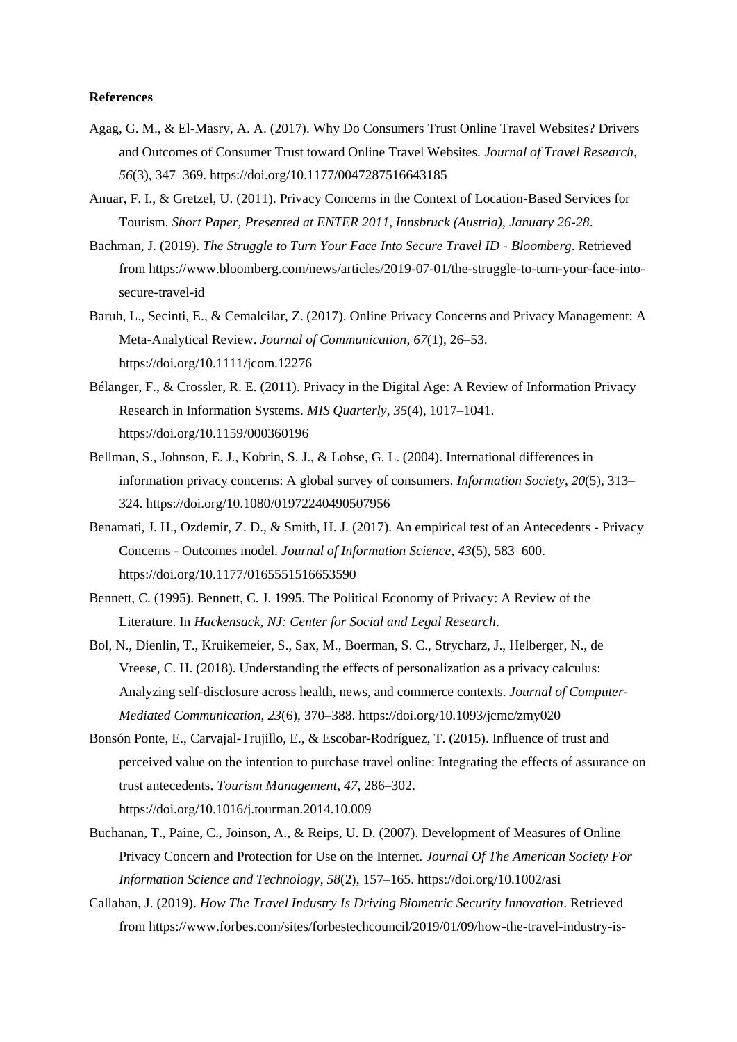**References**

Agag, G. M., & El-Masry, A. A. (2017). Why Do Consumers Trust Online Travel Websites? Drivers and Outcomes of Consumer Trust toward Online Travel Websites. *Journal of Travel Research*, *56*(3), 347–369. https://doi.org/10.1177/0047287516643185

Anuar, F. I., & Gretzel, U. (2011). Privacy Concerns in the Context of Location-Based Services for Tourism. *Short Paper, Presented at ENTER 2011, Innsbruck (Austria), January 26-28*.

Bachman, J. (2019). *The Struggle to Turn Your Face Into Secure Travel ID - Bloomberg*. Retrieved from https://www.bloomberg.com/news/articles/2019-07-01/the-struggle-to-turn-your-face-into-secure-travel-id

Baruh, L., Secinti, E., & Cemalcilar, Z. (2017). Online Privacy Concerns and Privacy Management: A Meta-Analytical Review. *Journal of Communication*, *67*(1), 26–53. https://doi.org/10.1111/jcom.12276

Bélanger, F., & Crossler, R. E. (2011). Privacy in the Digital Age: A Review of Information Privacy Research in Information Systems. *MIS Quarterly*, *35*(4), 1017–1041. https://doi.org/10.1159/000360196

Bellman, S., Johnson, E. J., Kobrin, S. J., & Lohse, G. L. (2004). International differences in information privacy concerns: A global survey of consumers. *Information Society*, *20*(5), 313–324. https://doi.org/10.1080/01972240490507956

Benamati, J. H., Ozdemir, Z. D., & Smith, H. J. (2017). An empirical test of an Antecedents - Privacy Concerns - Outcomes model. *Journal of Information Science*, *43*(5), 583–600. https://doi.org/10.1177/0165551516653590

Bennett, C. (1995). Bennett, C. J. 1995. The Political Economy of Privacy: A Review of the Literature. In *Hackensack, NJ: Center for Social and Legal Research*.

Bol, N., Dienlin, T., Kruikemeier, S., Sax, M., Boerman, S. C., Strycharz, J., Helberger, N., de Vreese, C. H. (2018). Understanding the effects of personalization as a privacy calculus: Analyzing self-disclosure across health, news, and commerce contexts. *Journal of Computer-Mediated Communication*, *23*(6), 370–388. https://doi.org/10.1093/jcmc/zmy020

Bonsón Ponte, E., Carvajal-Trujillo, E., & Escobar-Rodríguez, T. (2015). Influence of trust and perceived value on the intention to purchase travel online: Integrating the effects of assurance on trust antecedents. *Tourism Management*, *47*, 286–302. https://doi.org/10.1016/j.tourman.2014.10.009

Buchanan, T., Paine, C., Joinson, A., & Reips, U. D. (2007). Development of Measures of Online Privacy Concern and Protection for Use on the Internet. *Journal Of The American Society For Information Science and Technology*, *58*(2), 157–165. https://doi.org/10.1002/asi

Callahan, J. (2019). *How The Travel Industry Is Driving Biometric Security Innovation*. Retrieved from https://www.forbes.com/sites/forbestechcouncil/2019/01/09/how-the-travel-industry-is-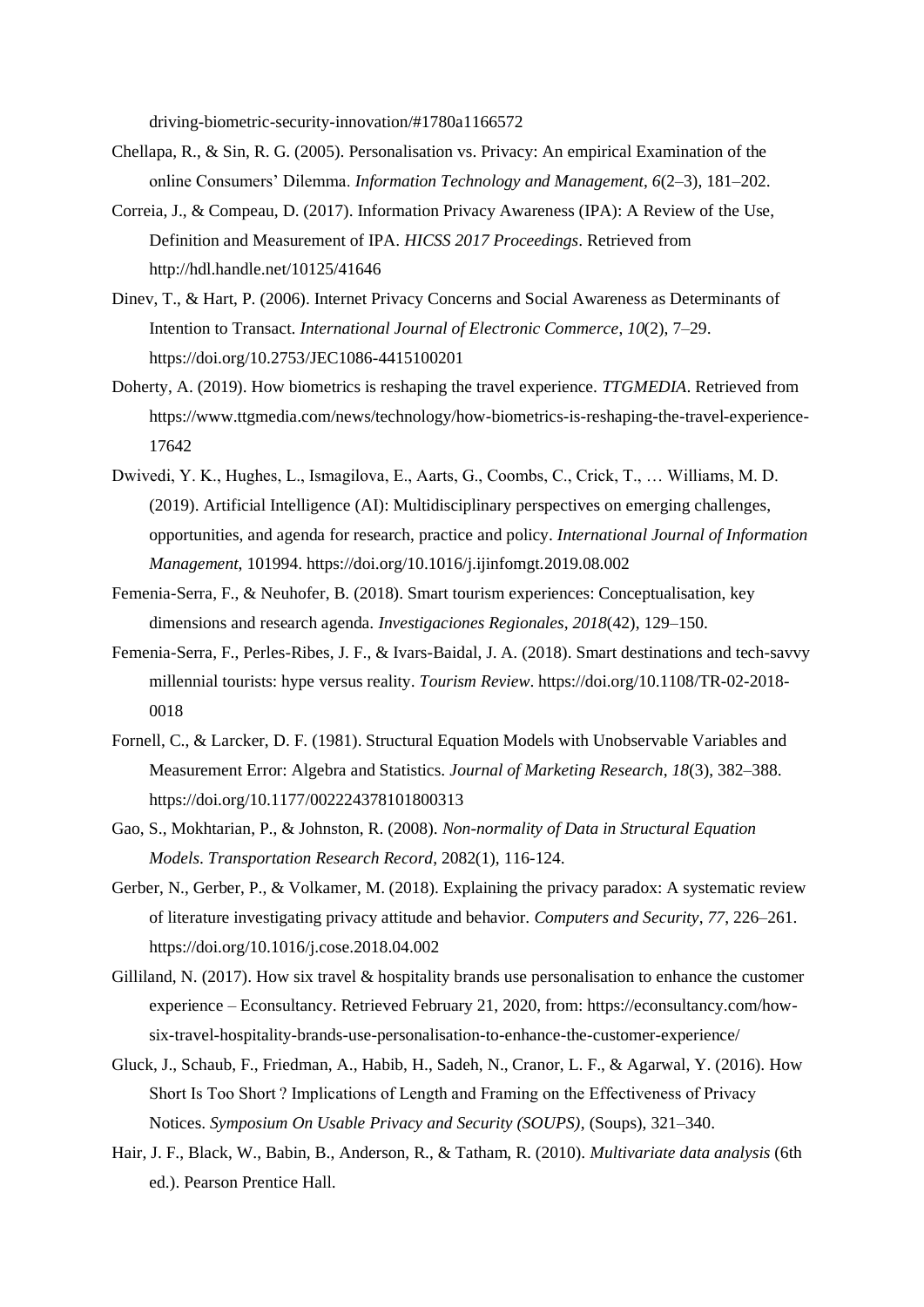driving-biometric-security-innovation/#1780a1166572

Chellapa, R., & Sin, R. G. (2005). Personalisation vs. Privacy: An empirical Examination of the online Consumers' Dilemma. *Information Technology and Management*, *6*(2–3), 181–202.

Correia, J., & Compeau, D. (2017). Information Privacy Awareness (IPA): A Review of the Use, Definition and Measurement of IPA. *HICSS 2017 Proceedings*. Retrieved from http://hdl.handle.net/10125/41646

Dinev, T., & Hart, P. (2006). Internet Privacy Concerns and Social Awareness as Determinants of Intention to Transact. *International Journal of Electronic Commerce*, *10*(2), 7–29. https://doi.org/10.2753/JEC1086-4415100201

Doherty, A. (2019). How biometrics is reshaping the travel experience. *TTGMEDIA*. Retrieved from https://www.ttgmedia.com/news/technology/how-biometrics-is-reshaping-the-travel-experience-17642

Dwivedi, Y. K., Hughes, L., Ismagilova, E., Aarts, G., Coombs, C., Crick, T., … Williams, M. D. (2019). Artificial Intelligence (AI): Multidisciplinary perspectives on emerging challenges, opportunities, and agenda for research, practice and policy. *International Journal of Information Management*, 101994. https://doi.org/10.1016/j.ijinfomgt.2019.08.002

Femenia-Serra, F., & Neuhofer, B. (2018). Smart tourism experiences: Conceptualisation, key dimensions and research agenda. *Investigaciones Regionales*, *2018*(42), 129–150.

Femenia-Serra, F., Perles-Ribes, J. F., & Ivars-Baidal, J. A. (2018). Smart destinations and tech-savvy millennial tourists: hype versus reality. *Tourism Review*. https://doi.org/10.1108/TR-02-2018-0018

Fornell, C., & Larcker, D. F. (1981). Structural Equation Models with Unobservable Variables and Measurement Error: Algebra and Statistics. *Journal of Marketing Research*, *18*(3), 382–388. https://doi.org/10.1177/002224378101800313

Gao, S., Mokhtarian, P., & Johnston, R. (2008). *Non-normality of Data in Structural Equation Models. Transportation Research Record*, 2082(1), 116-124.

Gerber, N., Gerber, P., & Volkamer, M. (2018). Explaining the privacy paradox: A systematic review of literature investigating privacy attitude and behavior. *Computers and Security*, *77*, 226–261. https://doi.org/10.1016/j.cose.2018.04.002

Gilliland, N. (2017). How six travel & hospitality brands use personalisation to enhance the customer experience – Econsultancy. Retrieved February 21, 2020, from: https://econsultancy.com/how-six-travel-hospitality-brands-use-personalisation-to-enhance-the-customer-experience/

Gluck, J., Schaub, F., Friedman, A., Habib, H., Sadeh, N., Cranor, L. F., & Agarwal, Y. (2016). How Short Is Too Short ? Implications of Length and Framing on the Effectiveness of Privacy Notices. *Symposium On Usable Privacy and Security (SOUPS)*, (Soups), 321–340.

Hair, J. F., Black, W., Babin, B., Anderson, R., & Tatham, R. (2010). *Multivariate data analysis* (6th ed.). Pearson Prentice Hall.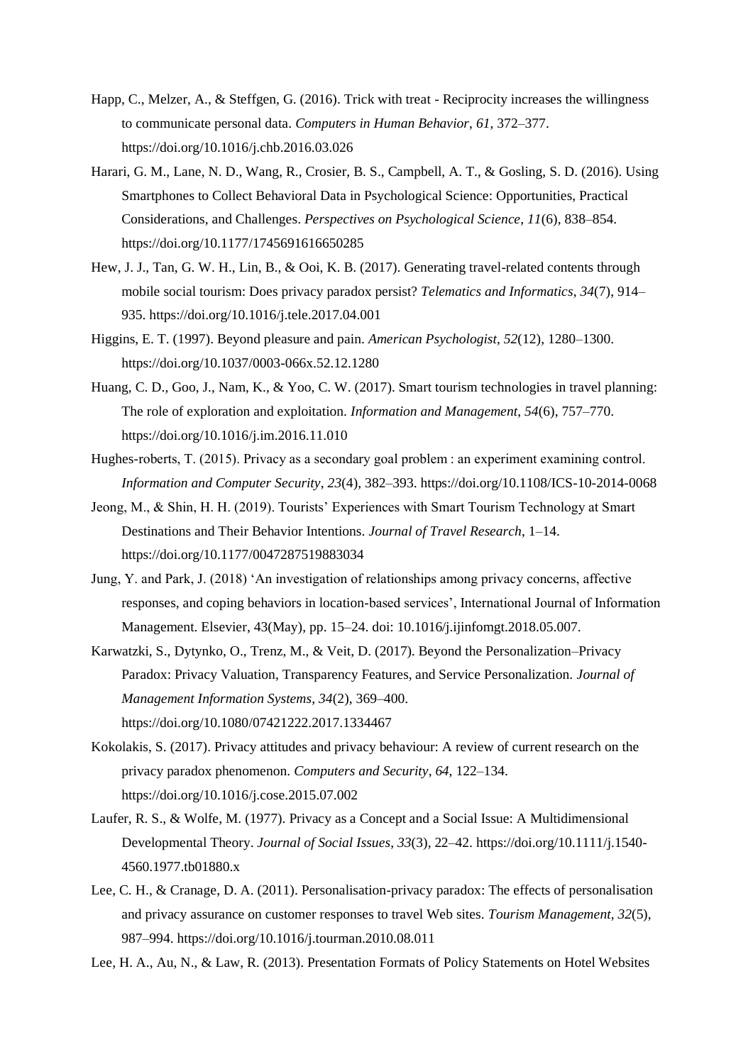Happ, C., Melzer, A., & Steffgen, G. (2016). Trick with treat - Reciprocity increases the willingness to communicate personal data. *Computers in Human Behavior*, *61*, 372–377. https://doi.org/10.1016/j.chb.2016.03.026

Harari, G. M., Lane, N. D., Wang, R., Crosier, B. S., Campbell, A. T., & Gosling, S. D. (2016). Using Smartphones to Collect Behavioral Data in Psychological Science: Opportunities, Practical Considerations, and Challenges. *Perspectives on Psychological Science*, *11*(6), 838–854. https://doi.org/10.1177/1745691616650285

Hew, J. J., Tan, G. W. H., Lin, B., & Ooi, K. B. (2017). Generating travel-related contents through mobile social tourism: Does privacy paradox persist? *Telematics and Informatics*, *34*(7), 914–935. https://doi.org/10.1016/j.tele.2017.04.001

Higgins, E. T. (1997). Beyond pleasure and pain. *American Psychologist*, *52*(12), 1280–1300. https://doi.org/10.1037/0003-066x.52.12.1280

Huang, C. D., Goo, J., Nam, K., & Yoo, C. W. (2017). Smart tourism technologies in travel planning: The role of exploration and exploitation. *Information and Management*, *54*(6), 757–770. https://doi.org/10.1016/j.im.2016.11.010

Hughes-roberts, T. (2015). Privacy as a secondary goal problem : an experiment examining control. *Information and Computer Security*, *23*(4), 382–393. https://doi.org/10.1108/ICS-10-2014-0068

Jeong, M., & Shin, H. H. (2019). Tourists' Experiences with Smart Tourism Technology at Smart Destinations and Their Behavior Intentions. *Journal of Travel Research*, 1–14. https://doi.org/10.1177/0047287519883034

Jung, Y. and Park, J. (2018) 'An investigation of relationships among privacy concerns, affective responses, and coping behaviors in location-based services', International Journal of Information Management. Elsevier, 43(May), pp. 15–24. doi: 10.1016/j.ijinfomgt.2018.05.007.

Karwatzki, S., Dytynko, O., Trenz, M., & Veit, D. (2017). Beyond the Personalization–Privacy Paradox: Privacy Valuation, Transparency Features, and Service Personalization. *Journal of Management Information Systems*, *34*(2), 369–400. https://doi.org/10.1080/07421222.2017.1334467

Kokolakis, S. (2017). Privacy attitudes and privacy behaviour: A review of current research on the privacy paradox phenomenon. *Computers and Security*, *64*, 122–134. https://doi.org/10.1016/j.cose.2015.07.002

Laufer, R. S., & Wolfe, M. (1977). Privacy as a Concept and a Social Issue: A Multidimensional Developmental Theory. *Journal of Social Issues*, *33*(3), 22–42. https://doi.org/10.1111/j.1540-4560.1977.tb01880.x

Lee, C. H., & Cranage, D. A. (2011). Personalisation-privacy paradox: The effects of personalisation and privacy assurance on customer responses to travel Web sites. *Tourism Management*, *32*(5), 987–994. https://doi.org/10.1016/j.tourman.2010.08.011

Lee, H. A., Au, N., & Law, R. (2013). Presentation Formats of Policy Statements on Hotel Websites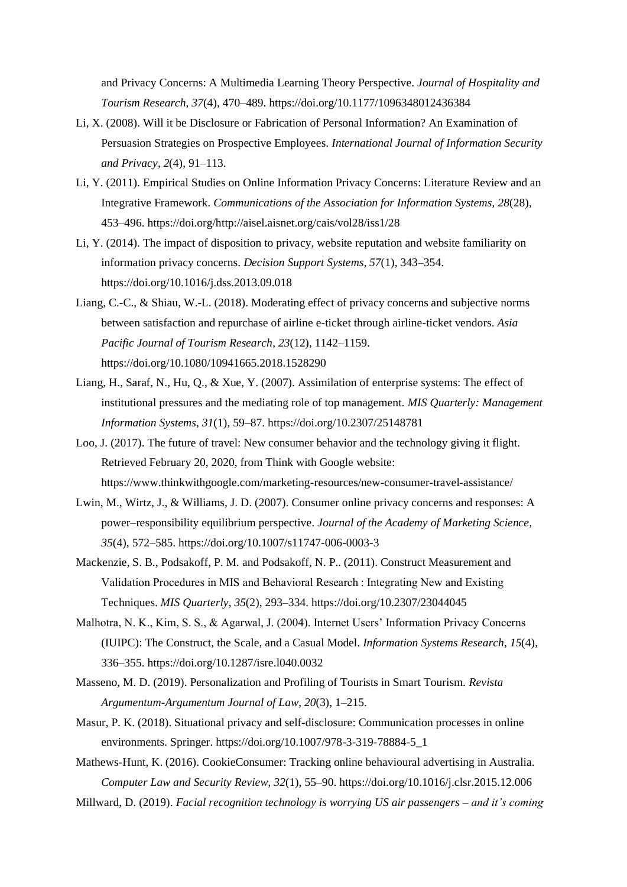and Privacy Concerns: A Multimedia Learning Theory Perspective. *Journal of Hospitality and Tourism Research*, *37*(4), 470–489. https://doi.org/10.1177/1096348012436384

Li, X. (2008). Will it be Disclosure or Fabrication of Personal Information? An Examination of Persuasion Strategies on Prospective Employees. *International Journal of Information Security and Privacy*, *2*(4), 91–113.

Li, Y. (2011). Empirical Studies on Online Information Privacy Concerns: Literature Review and an Integrative Framework. *Communications of the Association for Information Systems*, *28*(28), 453–496. https://doi.org/http://aisel.aisnet.org/cais/vol28/iss1/28

Li, Y. (2014). The impact of disposition to privacy, website reputation and website familiarity on information privacy concerns. *Decision Support Systems*, *57*(1), 343–354. https://doi.org/10.1016/j.dss.2013.09.018

Liang, C.-C., & Shiau, W.-L. (2018). Moderating effect of privacy concerns and subjective norms between satisfaction and repurchase of airline e-ticket through airline-ticket vendors. *Asia Pacific Journal of Tourism Research*, *23*(12), 1142–1159. https://doi.org/10.1080/10941665.2018.1528290

Liang, H., Saraf, N., Hu, Q., & Xue, Y. (2007). Assimilation of enterprise systems: The effect of institutional pressures and the mediating role of top management. *MIS Quarterly: Management Information Systems*, *31*(1), 59–87. https://doi.org/10.2307/25148781

Loo, J. (2017). The future of travel: New consumer behavior and the technology giving it flight. Retrieved February 20, 2020, from Think with Google website: https://www.thinkwithgoogle.com/marketing-resources/new-consumer-travel-assistance/

Lwin, M., Wirtz, J., & Williams, J. D. (2007). Consumer online privacy concerns and responses: A power–responsibility equilibrium perspective. *Journal of the Academy of Marketing Science*, *35*(4), 572–585. https://doi.org/10.1007/s11747-006-0003-3

Mackenzie, S. B., Podsakoff, P. M. and Podsakoff, N. P.. (2011). Construct Measurement and Validation Procedures in MIS and Behavioral Research : Integrating New and Existing Techniques. *MIS Quarterly*, *35*(2), 293–334. https://doi.org/10.2307/23044045

Malhotra, N. K., Kim, S. S., & Agarwal, J. (2004). Internet Users' Information Privacy Concerns (IUIPC): The Construct, the Scale, and a Casual Model. *Information Systems Research*, *15*(4), 336–355. https://doi.org/10.1287/isre.l040.0032

Masseno, M. D. (2019). Personalization and Profiling of Tourists in Smart Tourism. *Revista Argumentum-Argumentum Journal of Law*, *20*(3), 1–215.

Masur, P. K. (2018). Situational privacy and self-disclosure: Communication processes in online environments. Springer. https://doi.org/10.1007/978-3-319-78884-5_1

Mathews-Hunt, K. (2016). CookieConsumer: Tracking online behavioural advertising in Australia. *Computer Law and Security Review*, *32*(1), 55–90. https://doi.org/10.1016/j.clsr.2015.12.006

Millward, D. (2019). *Facial recognition technology is worrying US air passengers – and it's coming*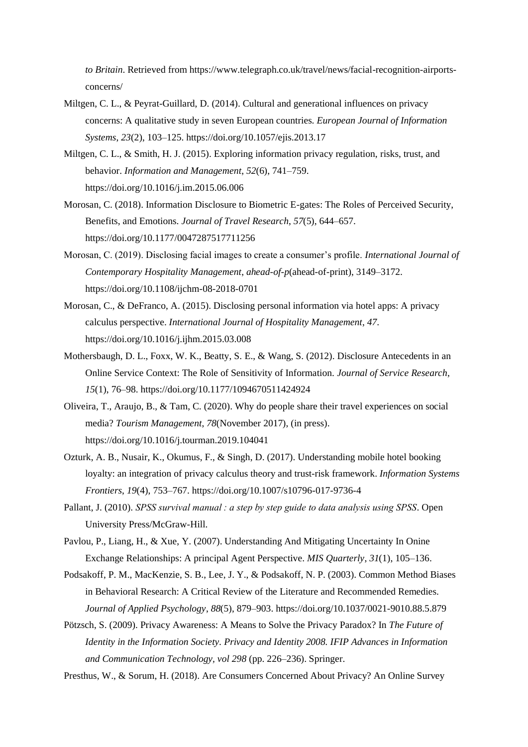*to Britain*. Retrieved from https://www.telegraph.co.uk/travel/news/facial-recognition-airports-concerns/

Miltgen, C. L., & Peyrat-Guillard, D. (2014). Cultural and generational influences on privacy concerns: A qualitative study in seven European countries. *European Journal of Information Systems*, *23*(2), 103–125. https://doi.org/10.1057/ejis.2013.17

Miltgen, C. L., & Smith, H. J. (2015). Exploring information privacy regulation, risks, trust, and behavior. *Information and Management*, *52*(6), 741–759. https://doi.org/10.1016/j.im.2015.06.006

Morosan, C. (2018). Information Disclosure to Biometric E-gates: The Roles of Perceived Security, Benefits, and Emotions. *Journal of Travel Research*, *57*(5), 644–657. https://doi.org/10.1177/0047287517711256

Morosan, C. (2019). Disclosing facial images to create a consumer's profile. *International Journal of Contemporary Hospitality Management*, *ahead-of-p*(ahead-of-print), 3149–3172. https://doi.org/10.1108/ijchm-08-2018-0701

Morosan, C., & DeFranco, A. (2015). Disclosing personal information via hotel apps: A privacy calculus perspective. *International Journal of Hospitality Management*, *47*. https://doi.org/10.1016/j.ijhm.2015.03.008

Mothersbaugh, D. L., Foxx, W. K., Beatty, S. E., & Wang, S. (2012). Disclosure Antecedents in an Online Service Context: The Role of Sensitivity of Information. *Journal of Service Research*, *15*(1), 76–98. https://doi.org/10.1177/1094670511424924

Oliveira, T., Araujo, B., & Tam, C. (2020). Why do people share their travel experiences on social media? *Tourism Management*, *78*(November 2017), (in press). https://doi.org/10.1016/j.tourman.2019.104041

Ozturk, A. B., Nusair, K., Okumus, F., & Singh, D. (2017). Understanding mobile hotel booking loyalty: an integration of privacy calculus theory and trust-risk framework. *Information Systems Frontiers*, *19*(4), 753–767. https://doi.org/10.1007/s10796-017-9736-4

Pallant, J. (2010). *SPSS survival manual : a step by step guide to data analysis using SPSS*. Open University Press/McGraw-Hill.

Pavlou, P., Liang, H., & Xue, Y. (2007). Understanding And Mitigating Uncertainty In Onine Exchange Relationships: A principal Agent Perspective. *MIS Quarterly*, *31*(1), 105–136.

Podsakoff, P. M., MacKenzie, S. B., Lee, J. Y., & Podsakoff, N. P. (2003). Common Method Biases in Behavioral Research: A Critical Review of the Literature and Recommended Remedies. *Journal of Applied Psychology*, *88*(5), 879–903. https://doi.org/10.1037/0021-9010.88.5.879

Pötzsch, S. (2009). Privacy Awareness: A Means to Solve the Privacy Paradox? In *The Future of Identity in the Information Society. Privacy and Identity 2008. IFIP Advances in Information and Communication Technology, vol 298* (pp. 226–236). Springer.

Presthus, W., & Sorum, H. (2018). Are Consumers Concerned About Privacy? An Online Survey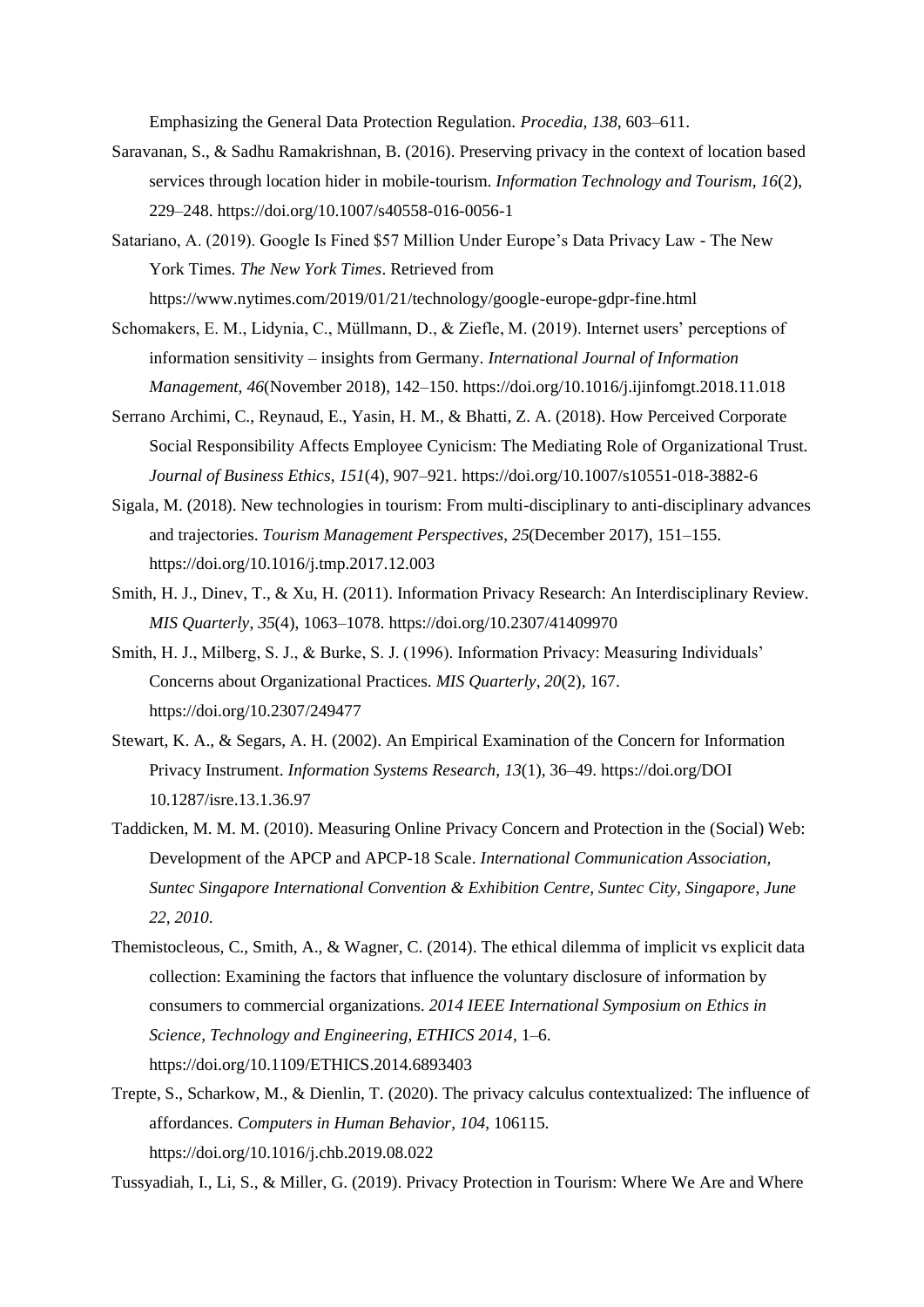Emphasizing the General Data Protection Regulation. *Procedia*, *138*, 603–611.

Saravanan, S., & Sadhu Ramakrishnan, B. (2016). Preserving privacy in the context of location based services through location hider in mobile-tourism. *Information Technology and Tourism*, *16*(2), 229–248. https://doi.org/10.1007/s40558-016-0056-1

Satariano, A. (2019). Google Is Fined $57 Million Under Europe's Data Privacy Law - The New York Times. *The New York Times*. Retrieved from https://www.nytimes.com/2019/01/21/technology/google-europe-gdpr-fine.html

Schomakers, E. M., Lidynia, C., Müllmann, D., & Ziefle, M. (2019). Internet users' perceptions of information sensitivity – insights from Germany. *International Journal of Information Management*, *46*(November 2018), 142–150. https://doi.org/10.1016/j.ijinfomgt.2018.11.018

Serrano Archimi, C., Reynaud, E., Yasin, H. M., & Bhatti, Z. A. (2018). How Perceived Corporate Social Responsibility Affects Employee Cynicism: The Mediating Role of Organizational Trust. *Journal of Business Ethics*, *151*(4), 907–921. https://doi.org/10.1007/s10551-018-3882-6

Sigala, M. (2018). New technologies in tourism: From multi-disciplinary to anti-disciplinary advances and trajectories. *Tourism Management Perspectives*, *25*(December 2017), 151–155. https://doi.org/10.1016/j.tmp.2017.12.003

Smith, H. J., Dinev, T., & Xu, H. (2011). Information Privacy Research: An Interdisciplinary Review. *MIS Quarterly*, *35*(4), 1063–1078. https://doi.org/10.2307/41409970

Smith, H. J., Milberg, S. J., & Burke, S. J. (1996). Information Privacy: Measuring Individuals' Concerns about Organizational Practices. *MIS Quarterly*, *20*(2), 167. https://doi.org/10.2307/249477

Stewart, K. A., & Segars, A. H. (2002). An Empirical Examination of the Concern for Information Privacy Instrument. *Information Systems Research*, *13*(1), 36–49. https://doi.org/DOI 10.1287/isre.13.1.36.97

Taddicken, M. M. M. (2010). Measuring Online Privacy Concern and Protection in the (Social) Web: Development of the APCP and APCP-18 Scale. *International Communication Association, Suntec Singapore International Convention & Exhibition Centre, Suntec City, Singapore, June 22, 2010*.

Themistocleous, C., Smith, A., & Wagner, C. (2014). The ethical dilemma of implicit vs explicit data collection: Examining the factors that influence the voluntary disclosure of information by consumers to commercial organizations. *2014 IEEE International Symposium on Ethics in Science, Technology and Engineering, ETHICS 2014*, 1–6. https://doi.org/10.1109/ETHICS.2014.6893403

Trepte, S., Scharkow, M., & Dienlin, T. (2020). The privacy calculus contextualized: The influence of affordances. *Computers in Human Behavior*, *104*, 106115. https://doi.org/10.1016/j.chb.2019.08.022

Tussyadiah, I., Li, S., & Miller, G. (2019). Privacy Protection in Tourism: Where We Are and Where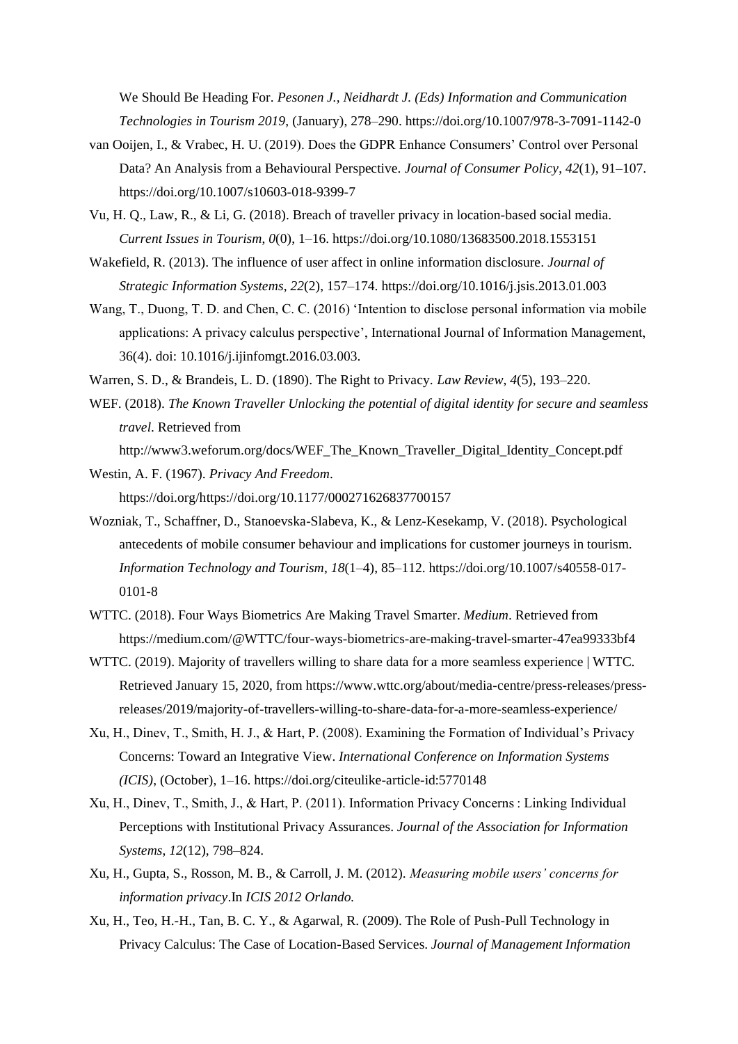We Should Be Heading For. *Pesonen J., Neidhardt J. (Eds) Information and Communication Technologies in Tourism 2019*, (January), 278–290. https://doi.org/10.1007/978-3-7091-1142-0

van Ooijen, I., & Vrabec, H. U. (2019). Does the GDPR Enhance Consumers' Control over Personal Data? An Analysis from a Behavioural Perspective. *Journal of Consumer Policy*, *42*(1), 91–107. https://doi.org/10.1007/s10603-018-9399-7

Vu, H. Q., Law, R., & Li, G. (2018). Breach of traveller privacy in location-based social media. *Current Issues in Tourism*, *0*(0), 1–16. https://doi.org/10.1080/13683500.2018.1553151

Wakefield, R. (2013). The influence of user affect in online information disclosure. *Journal of Strategic Information Systems*, *22*(2), 157–174. https://doi.org/10.1016/j.jsis.2013.01.003

Wang, T., Duong, T. D. and Chen, C. C. (2016) 'Intention to disclose personal information via mobile applications: A privacy calculus perspective', International Journal of Information Management, 36(4). doi: 10.1016/j.ijinfomgt.2016.03.003.

Warren, S. D., & Brandeis, L. D. (1890). The Right to Privacy. *Law Review*, *4*(5), 193–220.

WEF. (2018). *The Known Traveller Unlocking the potential of digital identity for secure and seamless travel*. Retrieved from http://www3.weforum.org/docs/WEF_The_Known_Traveller_Digital_Identity_Concept.pdf

Westin, A. F. (1967). *Privacy And Freedom*. https://doi.org/https://doi.org/10.1177/000271626837700157

Wozniak, T., Schaffner, D., Stanoevska-Slabeva, K., & Lenz-Kesekamp, V. (2018). Psychological antecedents of mobile consumer behaviour and implications for customer journeys in tourism. *Information Technology and Tourism*, *18*(1–4), 85–112. https://doi.org/10.1007/s40558-017-0101-8

WTTC. (2018). Four Ways Biometrics Are Making Travel Smarter. *Medium*. Retrieved from https://medium.com/@WTTC/four-ways-biometrics-are-making-travel-smarter-47ea99333bf4

WTTC. (2019). Majority of travellers willing to share data for a more seamless experience | WTTC. Retrieved January 15, 2020, from https://www.wttc.org/about/media-centre/press-releases/press-releases/2019/majority-of-travellers-willing-to-share-data-for-a-more-seamless-experience/

Xu, H., Dinev, T., Smith, H. J., & Hart, P. (2008). Examining the Formation of Individual's Privacy Concerns: Toward an Integrative View. *International Conference on Information Systems (ICIS)*, (October), 1–16. https://doi.org/citeulike-article-id:5770148

Xu, H., Dinev, T., Smith, J., & Hart, P. (2011). Information Privacy Concerns : Linking Individual Perceptions with Institutional Privacy Assurances. *Journal of the Association for Information Systems*, *12*(12), 798–824.

Xu, H., Gupta, S., Rosson, M. B., & Carroll, J. M. (2012). *Measuring mobile users' concerns for information privacy*.In *ICIS 2012 Orlando.*

Xu, H., Teo, H.-H., Tan, B. C. Y., & Agarwal, R. (2009). The Role of Push-Pull Technology in Privacy Calculus: The Case of Location-Based Services. *Journal of Management Information*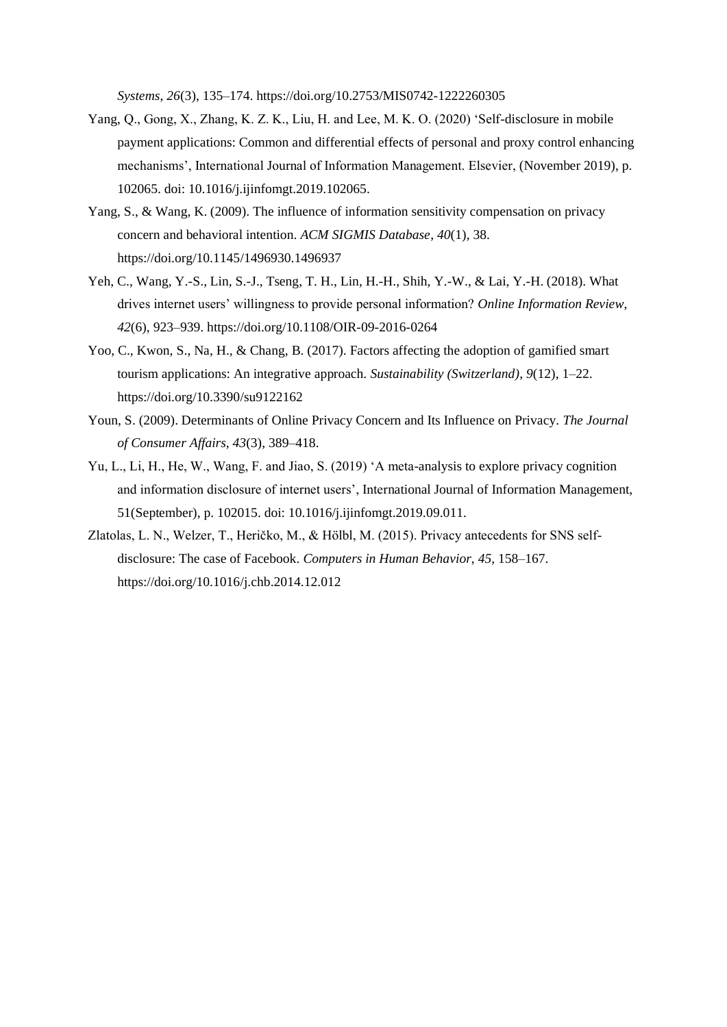*Systems*, *26*(3), 135–174. https://doi.org/10.2753/MIS0742-1222260305

Yang, Q., Gong, X., Zhang, K. Z. K., Liu, H. and Lee, M. K. O. (2020) 'Self-disclosure in mobile payment applications: Common and differential effects of personal and proxy control enhancing mechanisms', International Journal of Information Management. Elsevier, (November 2019), p. 102065. doi: 10.1016/j.ijinfomgt.2019.102065.

Yang, S., & Wang, K. (2009). The influence of information sensitivity compensation on privacy concern and behavioral intention. *ACM SIGMIS Database*, *40*(1), 38. https://doi.org/10.1145/1496930.1496937

Yeh, C., Wang, Y.-S., Lin, S.-J., Tseng, T. H., Lin, H.-H., Shih, Y.-W., & Lai, Y.-H. (2018). What drives internet users' willingness to provide personal information? *Online Information Review*, *42*(6), 923–939. https://doi.org/10.1108/OIR-09-2016-0264

Yoo, C., Kwon, S., Na, H., & Chang, B. (2017). Factors affecting the adoption of gamified smart tourism applications: An integrative approach. *Sustainability (Switzerland)*, *9*(12), 1–22. https://doi.org/10.3390/su9122162

Youn, S. (2009). Determinants of Online Privacy Concern and Its Influence on Privacy. *The Journal of Consumer Affairs*, *43*(3), 389–418.

Yu, L., Li, H., He, W., Wang, F. and Jiao, S. (2019) 'A meta-analysis to explore privacy cognition and information disclosure of internet users', International Journal of Information Management, 51(September), p. 102015. doi: 10.1016/j.ijinfomgt.2019.09.011.

Zlatolas, L. N., Welzer, T., Heričko, M., & Hölbl, M. (2015). Privacy antecedents for SNS self-disclosure: The case of Facebook. *Computers in Human Behavior*, *45*, 158–167. https://doi.org/10.1016/j.chb.2014.12.012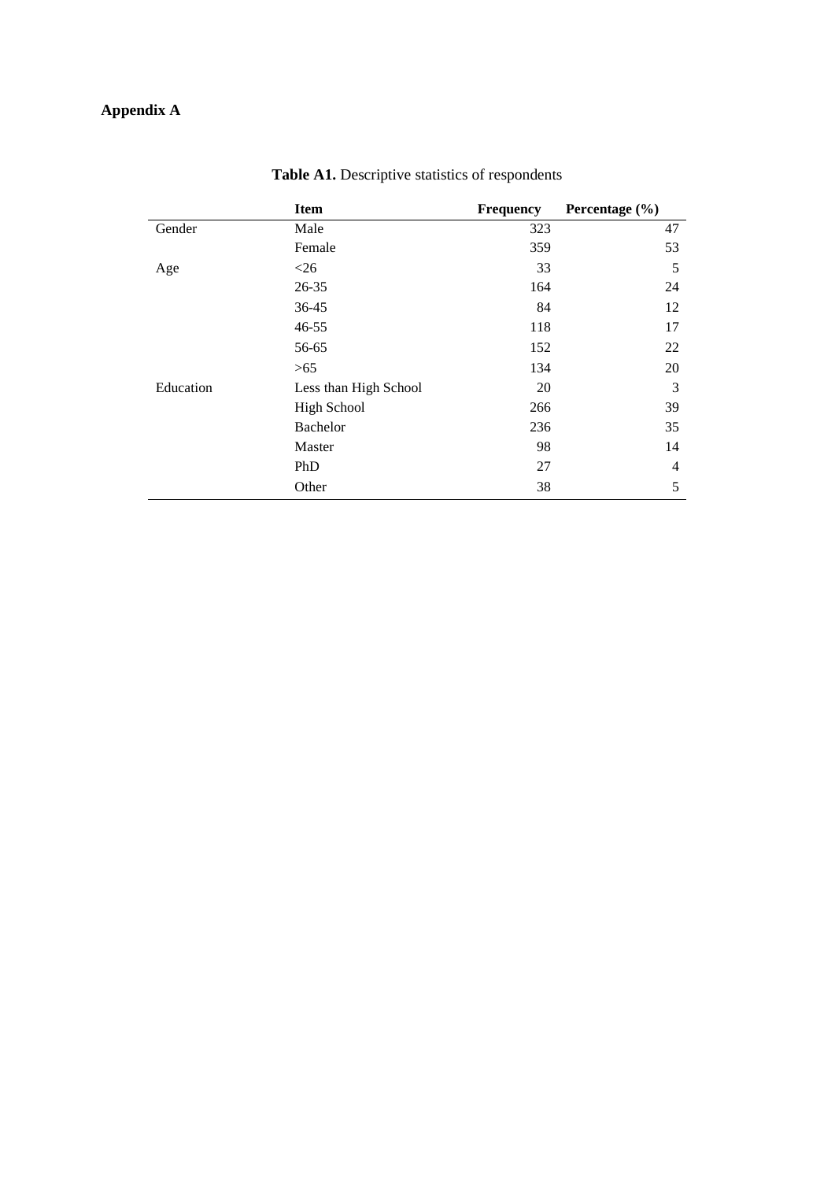**Appendix A**

**Table A1.** Descriptive statistics of respondents

| | Item | Frequency | Percentage (%) |
|---|---|---|---|
| Gender | Male | 323 | 47 |
| | Female | 359 | 53 |
| Age | <26 | 33 | 5 |
| | 26-35 | 164 | 24 |
| | 36-45 | 84 | 12 |
| | 46-55 | 118 | 17 |
| | 56-65 | 152 | 22 |
| | >65 | 134 | 20 |
| Education | Less than High School | 20 | 3 |
| | High School | 266 | 39 |
| | Bachelor | 236 | 35 |
| | Master | 98 | 14 |
| | PhD | 27 | 4 |
| | Other | 38 | 5 |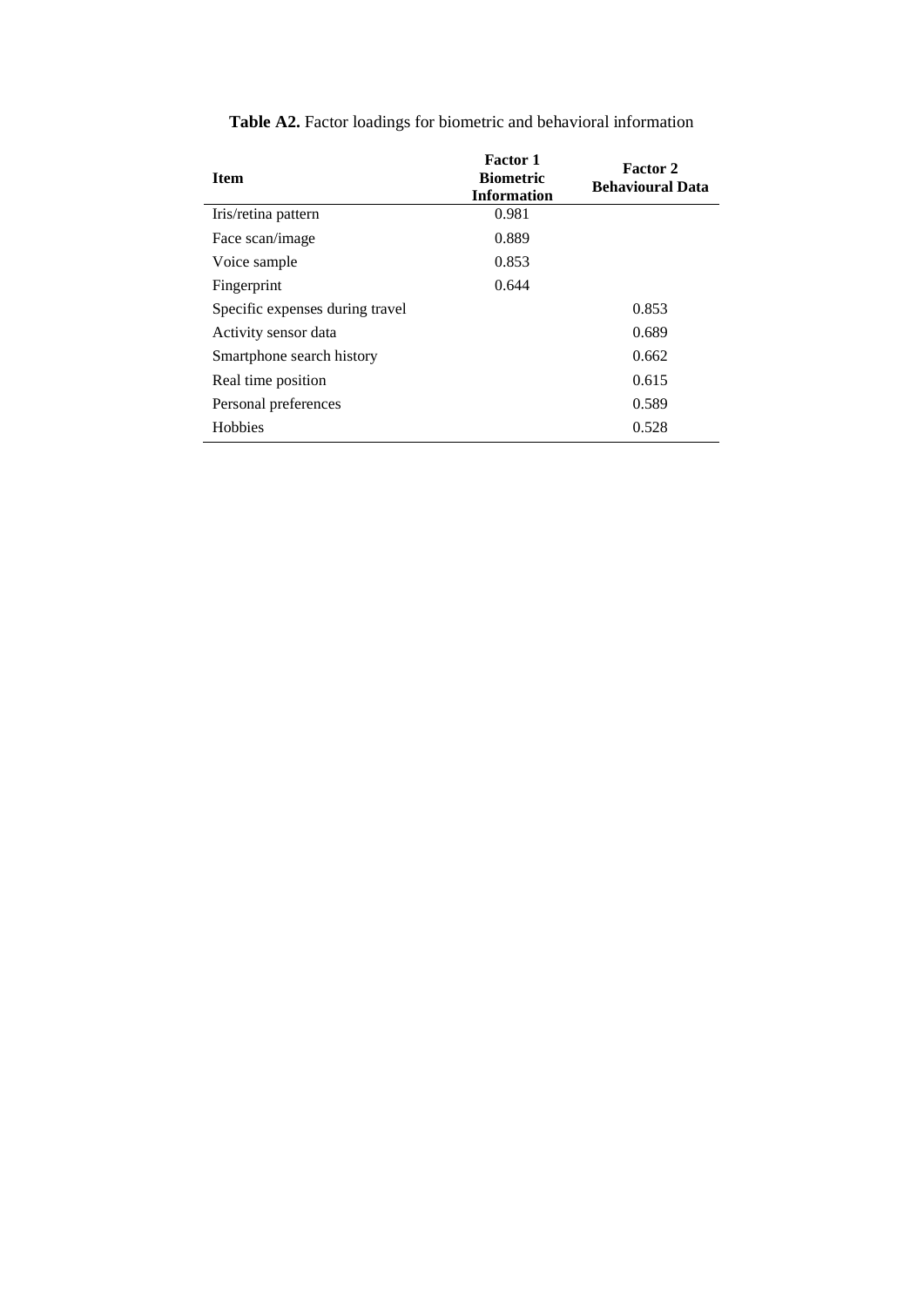**Table A2.** Factor loadings for biometric and behavioral information

| Item | Factor 1 Biometric Information | Factor 2 Behavioural Data |
|---|---|---|
| Iris/retina pattern | 0.981 | |
| Face scan/image | 0.889 | |
| Voice sample | 0.853 | |
| Fingerprint | 0.644 | |
| Specific expenses during travel | | 0.853 |
| Activity sensor data | | 0.689 |
| Smartphone search history | | 0.662 |
| Real time position | | 0.615 |
| Personal preferences | | 0.589 |
| Hobbies | | 0.528 |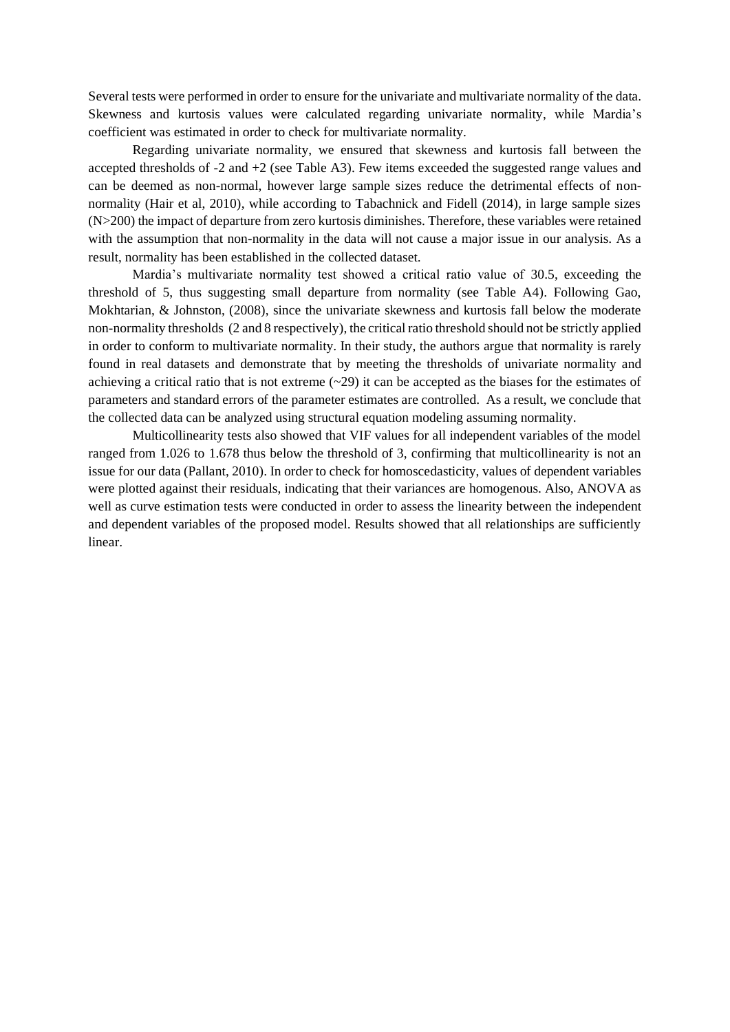Several tests were performed in order to ensure for the univariate and multivariate normality of the data. Skewness and kurtosis values were calculated regarding univariate normality, while Mardia's coefficient was estimated in order to check for multivariate normality.

Regarding univariate normality, we ensured that skewness and kurtosis fall between the accepted thresholds of -2 and +2 (see Table A3). Few items exceeded the suggested range values and can be deemed as non-normal, however large sample sizes reduce the detrimental effects of non-normality (Hair et al, 2010), while according to Tabachnick and Fidell (2014), in large sample sizes (N>200) the impact of departure from zero kurtosis diminishes. Therefore, these variables were retained with the assumption that non-normality in the data will not cause a major issue in our analysis. As a result, normality has been established in the collected dataset.

Mardia's multivariate normality test showed a critical ratio value of 30.5, exceeding the threshold of 5, thus suggesting small departure from normality (see Table A4). Following Gao, Mokhtarian, & Johnston, (2008), since the univariate skewness and kurtosis fall below the moderate non-normality thresholds (2 and 8 respectively), the critical ratio threshold should not be strictly applied in order to conform to multivariate normality. In their study, the authors argue that normality is rarely found in real datasets and demonstrate that by meeting the thresholds of univariate normality and achieving a critical ratio that is not extreme (~29) it can be accepted as the biases for the estimates of parameters and standard errors of the parameter estimates are controlled. As a result, we conclude that the collected data can be analyzed using structural equation modeling assuming normality.

Multicollinearity tests also showed that VIF values for all independent variables of the model ranged from 1.026 to 1.678 thus below the threshold of 3, confirming that multicollinearity is not an issue for our data (Pallant, 2010). In order to check for homoscedasticity, values of dependent variables were plotted against their residuals, indicating that their variances are homogenous. Also, ANOVA as well as curve estimation tests were conducted in order to assess the linearity between the independent and dependent variables of the proposed model. Results showed that all relationships are sufficiently linear.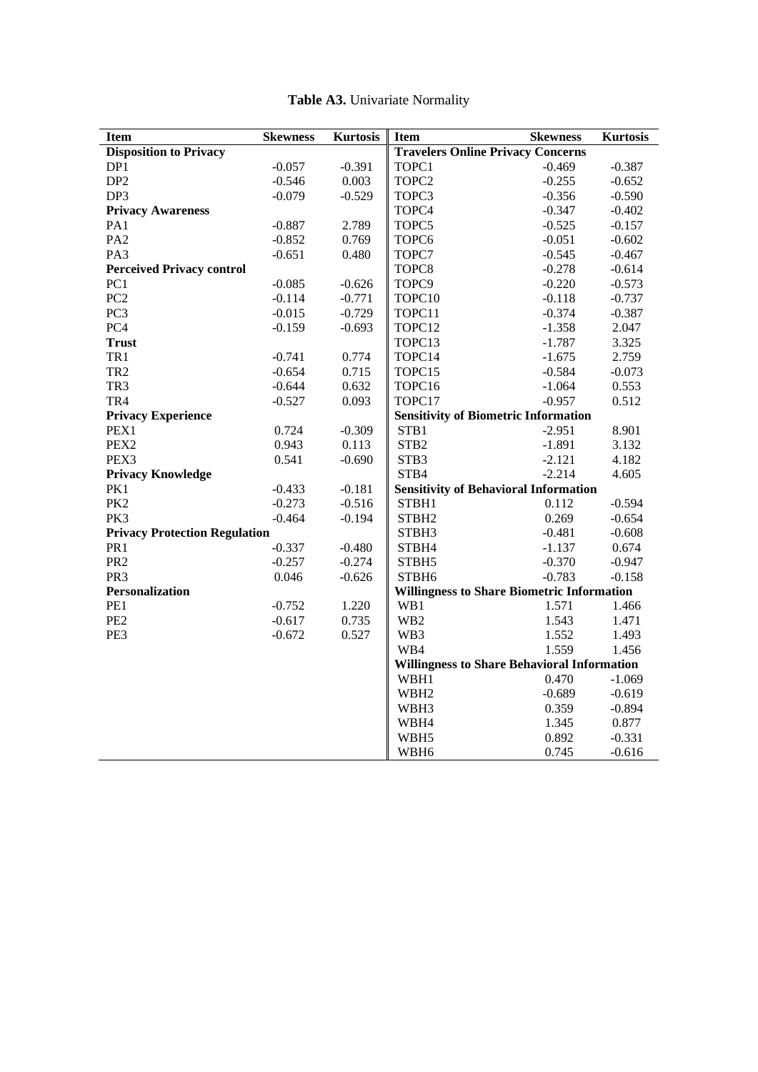**Table A3.** Univariate Normality

| Item | Skewness | Kurtosis | Item | Skewness | Kurtosis |
|---|---|---|---|---|---|
| **Disposition to Privacy** | | | **Travelers Online Privacy Concerns** | | |
| DP1 | -0.057 | -0.391 | TOPC1 | -0.469 | -0.387 |
| DP2 | -0.546 | 0.003 | TOPC2 | -0.255 | -0.652 |
| DP3 | -0.079 | -0.529 | TOPC3 | -0.356 | -0.590 |
| **Privacy Awareness** | | | TOPC4 | -0.347 | -0.402 |
| PA1 | -0.887 | 2.789 | TOPC5 | -0.525 | -0.157 |
| PA2 | -0.852 | 0.769 | TOPC6 | -0.051 | -0.602 |
| PA3 | -0.651 | 0.480 | TOPC7 | -0.545 | -0.467 |
| **Perceived Privacy control** | | | TOPC8 | -0.278 | -0.614 |
| PC1 | -0.085 | -0.626 | TOPC9 | -0.220 | -0.573 |
| PC2 | -0.114 | -0.771 | TOPC10 | -0.118 | -0.737 |
| PC3 | -0.015 | -0.729 | TOPC11 | -0.374 | -0.387 |
| PC4 | -0.159 | -0.693 | TOPC12 | -1.358 | 2.047 |
| **Trust** | | | TOPC13 | -1.787 | 3.325 |
| TR1 | -0.741 | 0.774 | TOPC14 | -1.675 | 2.759 |
| TR2 | -0.654 | 0.715 | TOPC15 | -0.584 | -0.073 |
| TR3 | -0.644 | 0.632 | TOPC16 | -1.064 | 0.553 |
| TR4 | -0.527 | 0.093 | TOPC17 | -0.957 | 0.512 |
| **Privacy Experience** | | | **Sensitivity of Biometric Information** | | |
| PEX1 | 0.724 | -0.309 | STB1 | -2.951 | 8.901 |
| PEX2 | 0.943 | 0.113 | STB2 | -1.891 | 3.132 |
| PEX3 | 0.541 | -0.690 | STB3 | -2.121 | 4.182 |
| **Privacy Knowledge** | | | STB4 | -2.214 | 4.605 |
| PK1 | -0.433 | -0.181 | **Sensitivity of Behavioral Information** | | |
| PK2 | -0.273 | -0.516 | STBH1 | 0.112 | -0.594 |
| PK3 | -0.464 | -0.194 | STBH2 | 0.269 | -0.654 |
| **Privacy Protection Regulation** | | | STBH3 | -0.481 | -0.608 |
| PR1 | -0.337 | -0.480 | STBH4 | -1.137 | 0.674 |
| PR2 | -0.257 | -0.274 | STBH5 | -0.370 | -0.947 |
| PR3 | 0.046 | -0.626 | STBH6 | -0.783 | -0.158 |
| **Personalization** | | | **Willingness to Share Biometric Information** | | |
| PE1 | -0.752 | 1.220 | WB1 | 1.571 | 1.466 |
| PE2 | -0.617 | 0.735 | WB2 | 1.543 | 1.471 |
| PE3 | -0.672 | 0.527 | WB3 | 1.552 | 1.493 |
| | | | WB4 | 1.559 | 1.456 |
| | | | **Willingness to Share Behavioral Information** | | |
| | | | WBH1 | 0.470 | -1.069 |
| | | | WBH2 | -0.689 | -0.619 |
| | | | WBH3 | 0.359 | -0.894 |
| | | | WBH4 | 1.345 | 0.877 |
| | | | WBH5 | 0.892 | -0.331 |
| | | | WBH6 | 0.745 | -0.616 |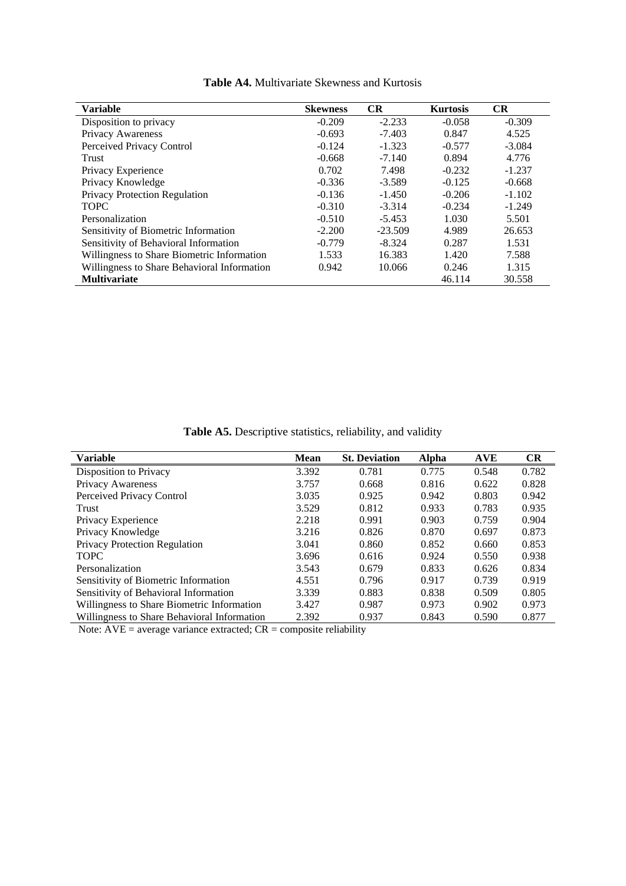**Table A4.** Multivariate Skewness and Kurtosis

| Variable | Skewness | CR | Kurtosis | CR |
|---|---|---|---|---|
| Disposition to privacy | -0.209 | -2.233 | -0.058 | -0.309 |
| Privacy Awareness | -0.693 | -7.403 | 0.847 | 4.525 |
| Perceived Privacy Control | -0.124 | -1.323 | -0.577 | -3.084 |
| Trust | -0.668 | -7.140 | 0.894 | 4.776 |
| Privacy Experience | 0.702 | 7.498 | -0.232 | -1.237 |
| Privacy Knowledge | -0.336 | -3.589 | -0.125 | -0.668 |
| Privacy Protection Regulation | -0.136 | -1.450 | -0.206 | -1.102 |
| TOPC | -0.310 | -3.314 | -0.234 | -1.249 |
| Personalization | -0.510 | -5.453 | 1.030 | 5.501 |
| Sensitivity of Biometric Information | -2.200 | -23.509 | 4.989 | 26.653 |
| Sensitivity of Behavioral Information | -0.779 | -8.324 | 0.287 | 1.531 |
| Willingness to Share Biometric Information | 1.533 | 16.383 | 1.420 | 7.588 |
| Willingness to Share Behavioral Information | 0.942 | 10.066 | 0.246 | 1.315 |
| **Multivariate** | | | 46.114 | 30.558 |

**Table A5.** Descriptive statistics, reliability, and validity

| Variable | Mean | St. Deviation | Alpha | AVE | CR |
|---|---|---|---|---|---|
| Disposition to Privacy | 3.392 | 0.781 | 0.775 | 0.548 | 0.782 |
| Privacy Awareness | 3.757 | 0.668 | 0.816 | 0.622 | 0.828 |
| Perceived Privacy Control | 3.035 | 0.925 | 0.942 | 0.803 | 0.942 |
| Trust | 3.529 | 0.812 | 0.933 | 0.783 | 0.935 |
| Privacy Experience | 2.218 | 0.991 | 0.903 | 0.759 | 0.904 |
| Privacy Knowledge | 3.216 | 0.826 | 0.870 | 0.697 | 0.873 |
| Privacy Protection Regulation | 3.041 | 0.860 | 0.852 | 0.660 | 0.853 |
| TOPC | 3.696 | 0.616 | 0.924 | 0.550 | 0.938 |
| Personalization | 3.543 | 0.679 | 0.833 | 0.626 | 0.834 |
| Sensitivity of Biometric Information | 4.551 | 0.796 | 0.917 | 0.739 | 0.919 |
| Sensitivity of Behavioral Information | 3.339 | 0.883 | 0.838 | 0.509 | 0.805 |
| Willingness to Share Biometric Information | 3.427 | 0.987 | 0.973 | 0.902 | 0.973 |
| Willingness to Share Behavioral Information | 2.392 | 0.937 | 0.843 | 0.590 | 0.877 |

Note: AVE = average variance extracted; CR = composite reliability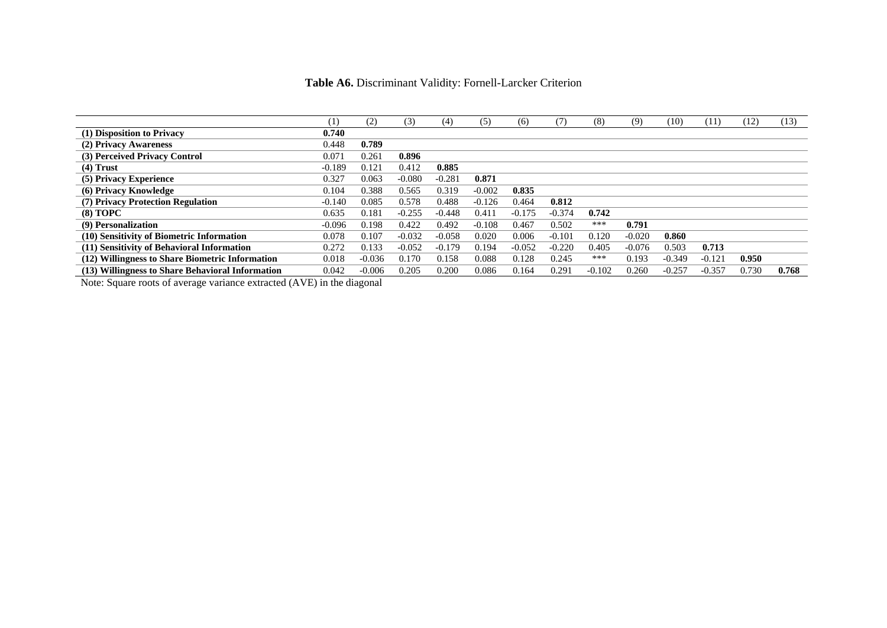**Table A6.** Discriminant Validity: Fornell-Larcker Criterion

| | (1) | (2) | (3) | (4) | (5) | (6) | (7) | (8) | (9) | (10) | (11) | (12) | (13) |
|---|---|---|---|---|---|---|---|---|---|---|---|---|---|
| **(1) Disposition to Privacy** | **0.740** | | | | | | | | | | | | |
| **(2) Privacy Awareness** | 0.448 | **0.789** | | | | | | | | | | | |
| **(3) Perceived Privacy Control** | 0.071 | 0.261 | **0.896** | | | | | | | | | | |
| **(4) Trust** | -0.189 | 0.121 | 0.412 | **0.885** | | | | | | | | | |
| **(5) Privacy Experience** | 0.327 | 0.063 | -0.080 | -0.281 | **0.871** | | | | | | | | |
| **(6) Privacy Knowledge** | 0.104 | 0.388 | 0.565 | 0.319 | -0.002 | **0.835** | | | | | | | |
| **(7) Privacy Protection Regulation** | -0.140 | 0.085 | 0.578 | 0.488 | -0.126 | 0.464 | **0.812** | | | | | | |
| **(8) TOPC** | 0.635 | 0.181 | -0.255 | -0.448 | 0.411 | -0.175 | -0.374 | **0.742** | | | | | |
| **(9) Personalization** | -0.096 | 0.198 | 0.422 | 0.492 | -0.108 | 0.467 | 0.502 | *** | **0.791** | | | | |
| **(10) Sensitivity of Biometric Information** | 0.078 | 0.107 | -0.032 | -0.058 | 0.020 | 0.006 | -0.101 | 0.120 | -0.020 | **0.860** | | | |
| **(11) Sensitivity of Behavioral Information** | 0.272 | 0.133 | -0.052 | -0.179 | 0.194 | -0.052 | -0.220 | 0.405 | -0.076 | 0.503 | **0.713** | | |
| **(12) Willingness to Share Biometric Information** | 0.018 | -0.036 | 0.170 | 0.158 | 0.088 | 0.128 | 0.245 | *** | 0.193 | -0.349 | -0.121 | **0.950** | |
| **(13) Willingness to Share Behavioral Information** | 0.042 | -0.006 | 0.205 | 0.200 | 0.086 | 0.164 | 0.291 | -0.102 | 0.260 | -0.257 | -0.357 | 0.730 | **0.768** |

Note: Square roots of average variance extracted (AVE) in the diagonal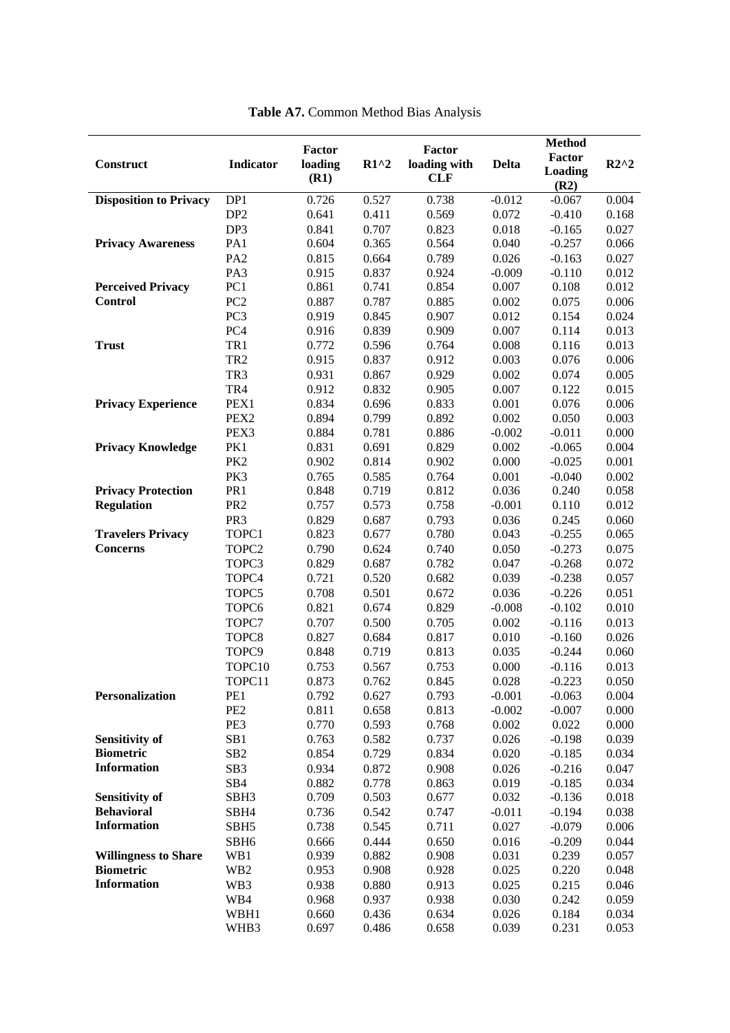**Table A7.** Common Method Bias Analysis

| Construct | Indicator | Factor loading (R1) | R1^2 | Factor loading with CLF | Delta | Method Factor Loading (R2) | R2^2 |
|---|---|---|---|---|---|---|---|
| **Disposition to Privacy** | DP1 | 0.726 | 0.527 | 0.738 | -0.012 | -0.067 | 0.004 |
| | DP2 | 0.641 | 0.411 | 0.569 | 0.072 | -0.410 | 0.168 |
| | DP3 | 0.841 | 0.707 | 0.823 | 0.018 | -0.165 | 0.027 |
| **Privacy Awareness** | PA1 | 0.604 | 0.365 | 0.564 | 0.040 | -0.257 | 0.066 |
| | PA2 | 0.815 | 0.664 | 0.789 | 0.026 | -0.163 | 0.027 |
| | PA3 | 0.915 | 0.837 | 0.924 | -0.009 | -0.110 | 0.012 |
| **Perceived Privacy Control** | PC1 | 0.861 | 0.741 | 0.854 | 0.007 | 0.108 | 0.012 |
| | PC2 | 0.887 | 0.787 | 0.885 | 0.002 | 0.075 | 0.006 |
| | PC3 | 0.919 | 0.845 | 0.907 | 0.012 | 0.154 | 0.024 |
| | PC4 | 0.916 | 0.839 | 0.909 | 0.007 | 0.114 | 0.013 |
| **Trust** | TR1 | 0.772 | 0.596 | 0.764 | 0.008 | 0.116 | 0.013 |
| | TR2 | 0.915 | 0.837 | 0.912 | 0.003 | 0.076 | 0.006 |
| | TR3 | 0.931 | 0.867 | 0.929 | 0.002 | 0.074 | 0.005 |
| | TR4 | 0.912 | 0.832 | 0.905 | 0.007 | 0.122 | 0.015 |
| **Privacy Experience** | PEX1 | 0.834 | 0.696 | 0.833 | 0.001 | 0.076 | 0.006 |
| | PEX2 | 0.894 | 0.799 | 0.892 | 0.002 | 0.050 | 0.003 |
| | PEX3 | 0.884 | 0.781 | 0.886 | -0.002 | -0.011 | 0.000 |
| **Privacy Knowledge** | PK1 | 0.831 | 0.691 | 0.829 | 0.002 | -0.065 | 0.004 |
| | PK2 | 0.902 | 0.814 | 0.902 | 0.000 | -0.025 | 0.001 |
| | PK3 | 0.765 | 0.585 | 0.764 | 0.001 | -0.040 | 0.002 |
| **Privacy Protection Regulation** | PR1 | 0.848 | 0.719 | 0.812 | 0.036 | 0.240 | 0.058 |
| | PR2 | 0.757 | 0.573 | 0.758 | -0.001 | 0.110 | 0.012 |
| | PR3 | 0.829 | 0.687 | 0.793 | 0.036 | 0.245 | 0.060 |
| **Travelers Privacy Concerns** | TOPC1 | 0.823 | 0.677 | 0.780 | 0.043 | -0.255 | 0.065 |
| | TOPC2 | 0.790 | 0.624 | 0.740 | 0.050 | -0.273 | 0.075 |
| | TOPC3 | 0.829 | 0.687 | 0.782 | 0.047 | -0.268 | 0.072 |
| | TOPC4 | 0.721 | 0.520 | 0.682 | 0.039 | -0.238 | 0.057 |
| | TOPC5 | 0.708 | 0.501 | 0.672 | 0.036 | -0.226 | 0.051 |
| | TOPC6 | 0.821 | 0.674 | 0.829 | -0.008 | -0.102 | 0.010 |
| | TOPC7 | 0.707 | 0.500 | 0.705 | 0.002 | -0.116 | 0.013 |
| | TOPC8 | 0.827 | 0.684 | 0.817 | 0.010 | -0.160 | 0.026 |
| | TOPC9 | 0.848 | 0.719 | 0.813 | 0.035 | -0.244 | 0.060 |
| | TOPC10 | 0.753 | 0.567 | 0.753 | 0.000 | -0.116 | 0.013 |
| | TOPC11 | 0.873 | 0.762 | 0.845 | 0.028 | -0.223 | 0.050 |
| **Personalization** | PE1 | 0.792 | 0.627 | 0.793 | -0.001 | -0.063 | 0.004 |
| | PE2 | 0.811 | 0.658 | 0.813 | -0.002 | -0.007 | 0.000 |
| | PE3 | 0.770 | 0.593 | 0.768 | 0.002 | 0.022 | 0.000 |
| **Sensitivity of Biometric Information** | SB1 | 0.763 | 0.582 | 0.737 | 0.026 | -0.198 | 0.039 |
| | SB2 | 0.854 | 0.729 | 0.834 | 0.020 | -0.185 | 0.034 |
| | SB3 | 0.934 | 0.872 | 0.908 | 0.026 | -0.216 | 0.047 |
| | SB4 | 0.882 | 0.778 | 0.863 | 0.019 | -0.185 | 0.034 |
| **Sensitivity of Behavioral Information** | SBH3 | 0.709 | 0.503 | 0.677 | 0.032 | -0.136 | 0.018 |
| | SBH4 | 0.736 | 0.542 | 0.747 | -0.011 | -0.194 | 0.038 |
| | SBH5 | 0.738 | 0.545 | 0.711 | 0.027 | -0.079 | 0.006 |
| | SBH6 | 0.666 | 0.444 | 0.650 | 0.016 | -0.209 | 0.044 |
| **Willingness to Share Biometric Information** | WB1 | 0.939 | 0.882 | 0.908 | 0.031 | 0.239 | 0.057 |
| | WB2 | 0.953 | 0.908 | 0.928 | 0.025 | 0.220 | 0.048 |
| | WB3 | 0.938 | 0.880 | 0.913 | 0.025 | 0.215 | 0.046 |
| | WB4 | 0.968 | 0.937 | 0.938 | 0.030 | 0.242 | 0.059 |
| | WBH1 | 0.660 | 0.436 | 0.634 | 0.026 | 0.184 | 0.034 |
| | WHB3 | 0.697 | 0.486 | 0.658 | 0.039 | 0.231 | 0.053 |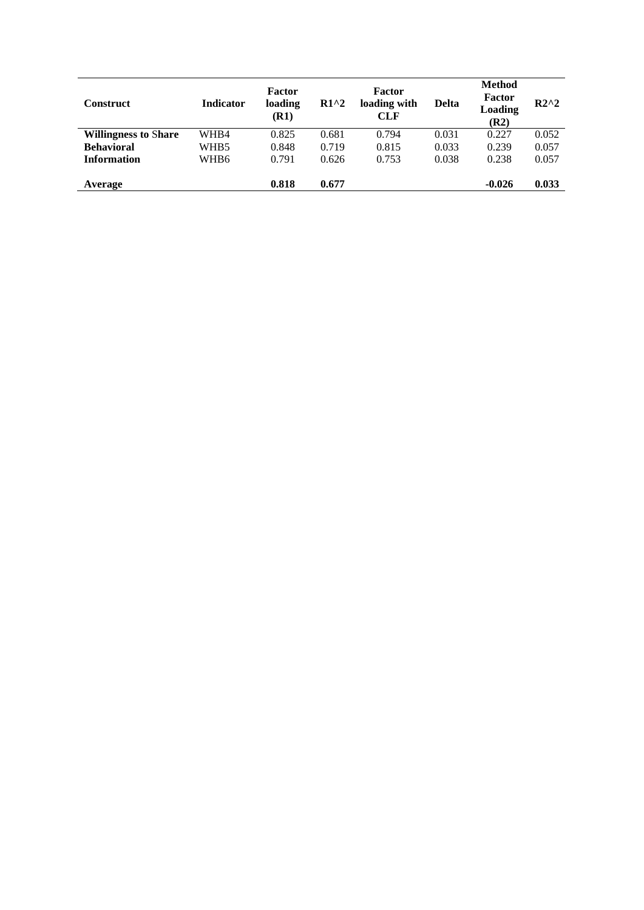| Construct | Indicator | Factor loading (R1) | R1^2 | Factor loading with CLF | Delta | Method Factor Loading (R2) | R2^2 |
|---|---|---|---|---|---|---|---|
| **Willingness to Share** | WHB4 | 0.825 | 0.681 | 0.794 | 0.031 | 0.227 | 0.052 |
| **Behavioral** | WHB5 | 0.848 | 0.719 | 0.815 | 0.033 | 0.239 | 0.057 |
| **Information** | WHB6 | 0.791 | 0.626 | 0.753 | 0.038 | 0.238 | 0.057 |
| **Average** | | **0.818** | **0.677** | | | **-0.026** | **0.033** |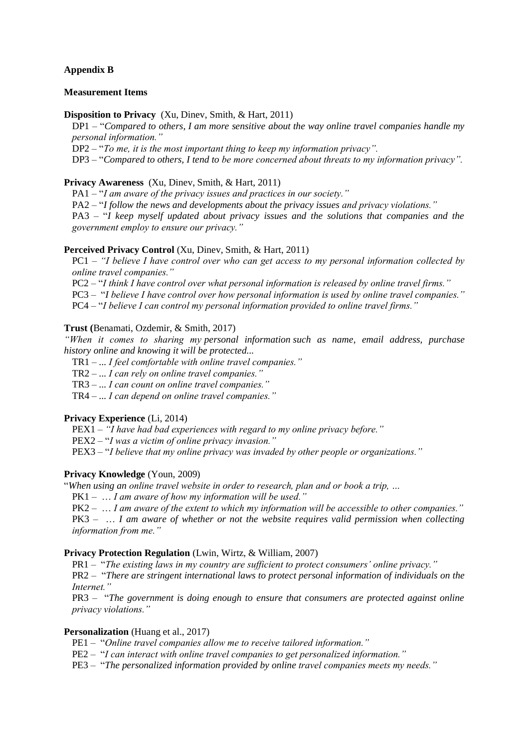**Appendix B**

**Measurement Items**

**Disposition to Privacy** (Xu, Dinev, Smith, & Hart, 2011)

DP1 – "*Compared to others, I am more sensitive about the way online travel companies handle my personal information.*"

DP2 – "*To me, it is the most important thing to keep my information privacy*".

DP3 – "*Compared to others, I tend to be more concerned about threats to my information privacy*".

**Privacy Awareness** (Xu, Dinev, Smith, & Hart, 2011)

PA1 – "*I am aware of the privacy issues and practices in our society.*"

PA2 – "*I follow the news and developments about the privacy issues and privacy violations.*"

PA3 – "*I keep myself updated about privacy issues and the solutions that companies and the government employ to ensure our privacy.*"

**Perceived Privacy Control** (Xu, Dinev, Smith, & Hart, 2011)

PC1 – *"I believe I have control over who can get access to my personal information collected by online travel companies."*

PC2 – "*I think I have control over what personal information is released by online travel firms.*"

PC3 – "*I believe I have control over how personal information is used by online travel companies.*"

PC4 – "*I believe I can control my personal information provided to online travel firms.*"

**Trust (**Benamati, Ozdemir, & Smith, 2017)

*"When it comes to sharing my personal information such as name, email address, purchase history online and knowing it will be protected...*

TR1 – *... I feel comfortable with online travel companies."*

TR2 – *... I can rely on online travel companies."*

TR3 – *... I can count on online travel companies."*

TR4 – *... I can depend on online travel companies."*

**Privacy Experience** (Li, 2014)

PEX1 – *"I have had bad experiences with regard to my online privacy before."*

PEX2 – "*I was a victim of online privacy invasion.*"

PEX3 – "*I believe that my online privacy was invaded by other people or organizations.*"

**Privacy Knowledge** (Youn, 2009)

"*When using an online travel website in order to research, plan and or book a trip, …*

PK1 – *… I am aware of how my information will be used."*

PK2 – *… I am aware of the extent to which my information will be accessible to other companies."*

PK3 – *… I am aware of whether or not the website requires valid permission when collecting information from me."*

**Privacy Protection Regulation** (Lwin, Wirtz, & William, 2007)

PR1 – "*The existing laws in my country are sufficient to protect consumers' online privacy.*"

PR2 – "*There are stringent international laws to protect personal information of individuals on the Internet.*"

PR3 – "*The government is doing enough to ensure that consumers are protected against online privacy violations.*"

**Personalization** (Huang et al., 2017)

PE1 – "*Online travel companies allow me to receive tailored information.*"

PE2 – "*I can interact with online travel companies to get personalized information.*"

PE3 – "*The personalized information provided by online travel companies meets my needs.*"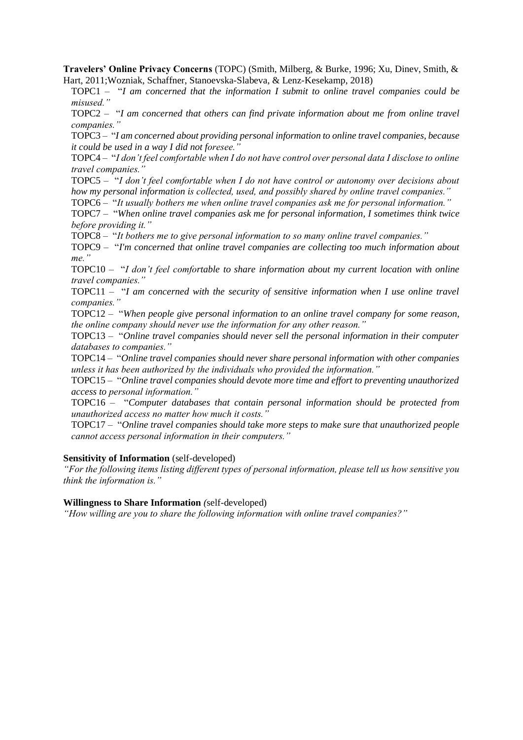**Travelers' Online Privacy Concerns** (TOPC) (Smith, Milberg, & Burke, 1996; Xu, Dinev, Smith, & Hart, 2011;Wozniak, Schaffner, Stanoevska-Slabeva, & Lenz-Kesekamp, 2018)

TOPC1 – "*I am concerned that the information I submit to online travel companies could be misused.*"

TOPC2 – "*I am concerned that others can find private information about me from online travel companies.*"

TOPC3 – "*I am concerned about providing personal information to online travel companies, because it could be used in a way I did not foresee.*"

TOPC4 – "*I don't feel comfortable when I do not have control over personal data I disclose to online travel companies.*"

TOPC5 – "*I don't feel comfortable when I do not have control or autonomy over decisions about how my personal information is collected, used, and possibly shared by online travel companies.*"

TOPC6 – "*It usually bothers me when online travel companies ask me for personal information.*"

TOPC7 – "*When online travel companies ask me for personal information, I sometimes think twice before providing it.*"

TOPC8 – "*It bothers me to give personal information to so many online travel companies.*"

TOPC9 – "*I'm concerned that online travel companies are collecting too much information about me.*"

TOPC10 – "*I don't feel comfortable to share information about my current location with online travel companies.*"

TOPC11 – "*I am concerned with the security of sensitive information when I use online travel companies.*"

TOPC12 – "*When people give personal information to an online travel company for some reason, the online company should never use the information for any other reason.*"

TOPC13 – "*Online travel companies should never sell the personal information in their computer databases to companies.*"

TOPC14 – "*Online travel companies should never share personal information with other companies unless it has been authorized by the individuals who provided the information.*"

TOPC15 – "*Online travel companies should devote more time and effort to preventing unauthorized access to personal information.*"

TOPC16 – "*Computer databases that contain personal information should be protected from unauthorized access no matter how much it costs.*"

TOPC17 – "*Online travel companies should take more steps to make sure that unauthorized people cannot access personal information in their computers.*"

**Sensitivity of Information** (self-developed)

*"For the following items listing different types of personal information, please tell us how sensitive you think the information is."*

**Willingness to Share Information** *(*self-developed)

*"How willing are you to share the following information with online travel companies?"*